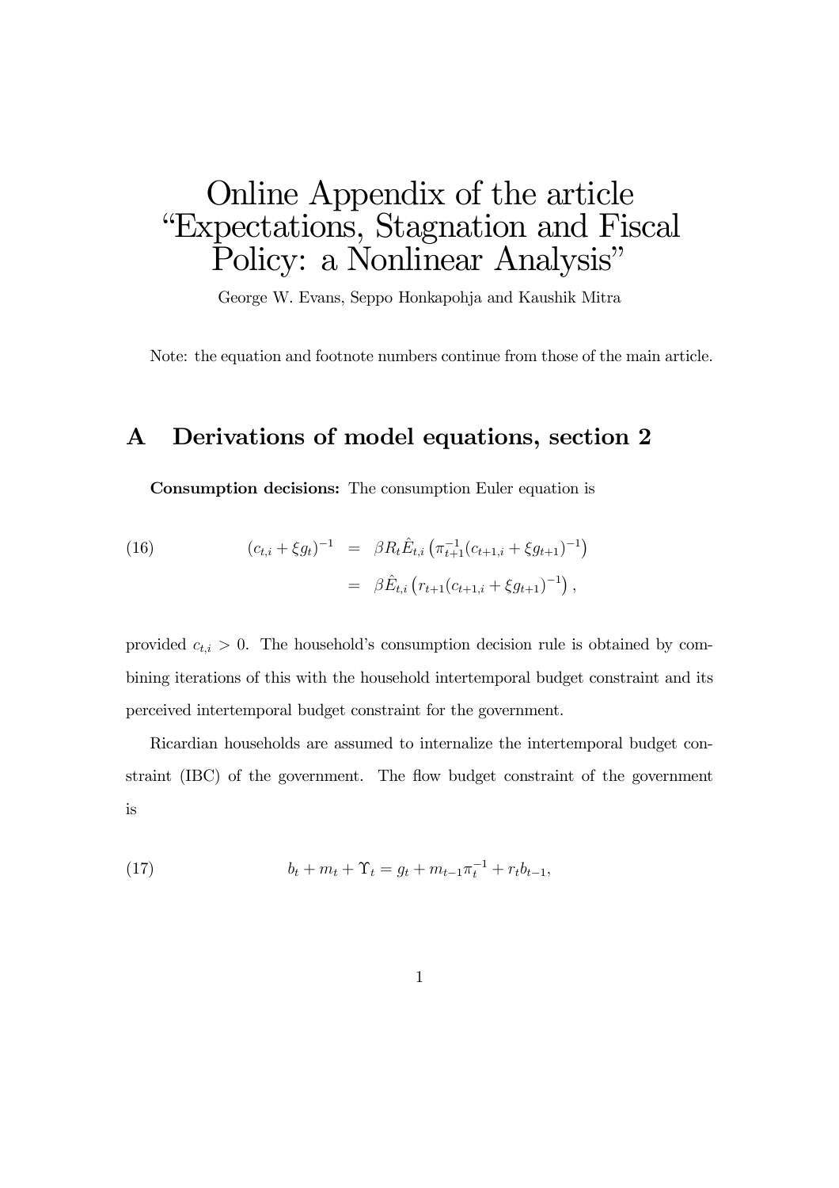# Online Appendix of the article "Expectations, Stagnation and Fiscal Policy: a Nonlinear Analysis"

George W. Evans, Seppo Honkapohja and Kaushik Mitra

Note: the equation and footnote numbers continue from those of the main article.

## A Derivations of model equations, section 2

**Consumption decisions:** The consumption Euler equation is

$$
\begin{aligned}
(16) \qquad (c_{t,i} + \xi g_t)^{-1} &= \beta R_t \hat{E}_{t,i}\left(\pi_{t+1}^{-1}(c_{t+1,i} + \xi g_{t+1})^{-1}\right) \\
&= \beta \hat{E}_{t,i}\left(r_{t+1}(c_{t+1,i} + \xi g_{t+1})^{-1}\right),
\end{aligned}
$$

provided $c_{t,i} > 0$. The household's consumption decision rule is obtained by combining iterations of this with the household intertemporal budget constraint and its perceived intertemporal budget constraint for the government.

Ricardian households are assumed to internalize the intertemporal budget constraint (IBC) of the government. The flow budget constraint of the government is

$$
(17) \qquad b_t + m_t + \Upsilon_t = g_t + m_{t-1}\pi_t^{-1} + r_t b_{t-1},
$$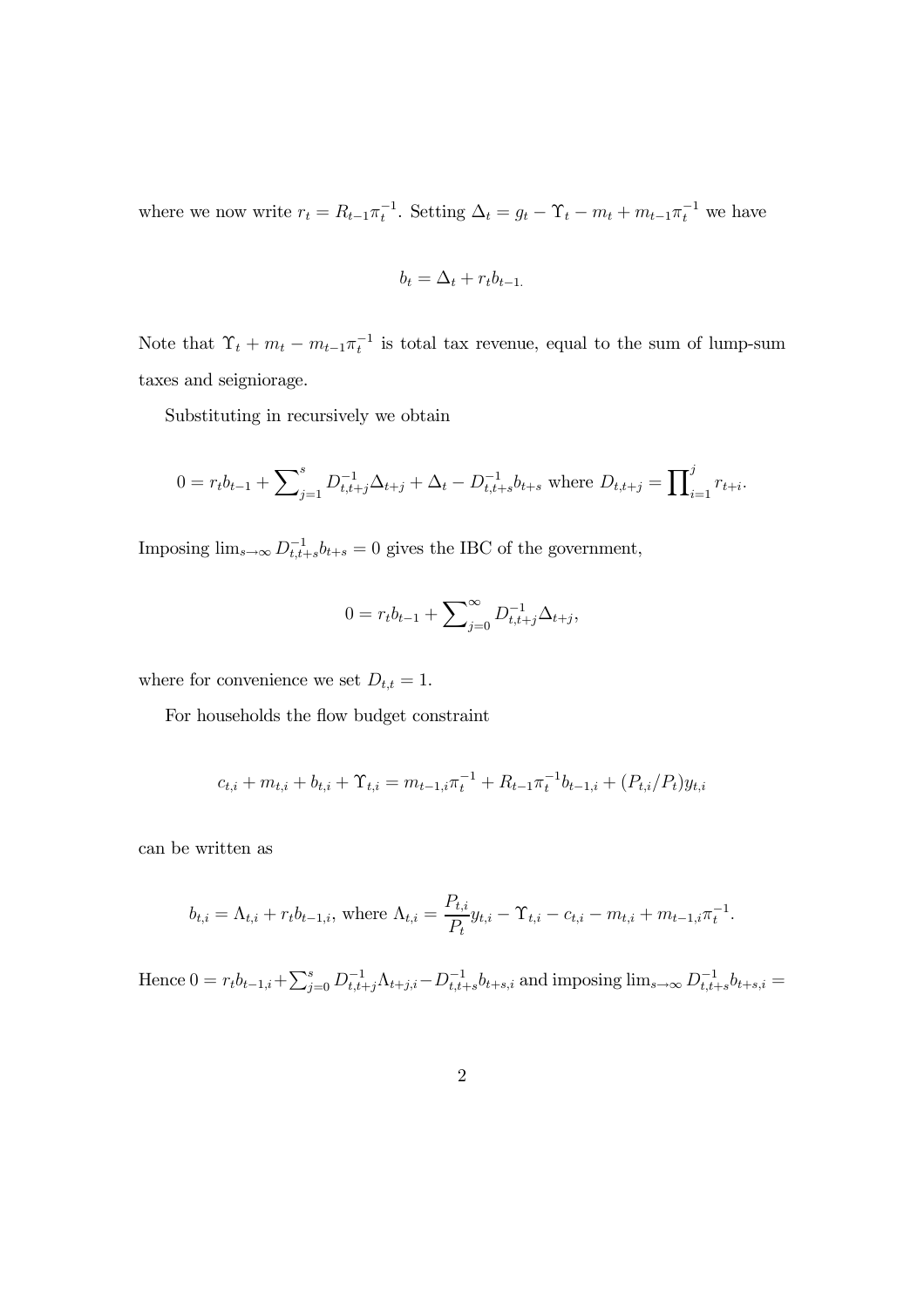where we now write $r_t = R_{t-1}\pi_t^{-1}$. Setting $\Delta_t = g_t - \Upsilon_t - m_t + m_{t-1}\pi_t^{-1}$ we have

$$b_t = \Delta_t + r_t b_{t-1.}$$

Note that $\Upsilon_t + m_t - m_{t-1}\pi_t^{-1}$ is total tax revenue, equal to the sum of lump-sum taxes and seigniorage.

Substituting in recursively we obtain

$$0 = r_t b_{t-1} + \sum\nolimits_{j=1}^{s} D_{t,t+j}^{-1}\Delta_{t+j} + \Delta_t - D_{t,t+s}^{-1} b_{t+s} \text{ where } D_{t,t+j} = \prod\nolimits_{i=1}^{j} r_{t+i}.$$

Imposing $\lim_{s\to\infty} D_{t,t+s}^{-1} b_{t+s} = 0$ gives the IBC of the government,

$$0 = r_t b_{t-1} + \sum\nolimits_{j=0}^{\infty} D_{t,t+j}^{-1}\Delta_{t+j},$$

where for convenience we set $D_{t,t} = 1$.

For households the flow budget constraint

$$c_{t,i} + m_{t,i} + b_{t,i} + \Upsilon_{t,i} = m_{t-1,i}\pi_t^{-1} + R_{t-1}\pi_t^{-1} b_{t-1,i} + (P_{t,i}/P_t) y_{t,i}$$

can be written as

$$b_{t,i} = \Lambda_{t,i} + r_t b_{t-1,i}, \text{ where } \Lambda_{t,i} = \frac{P_{t,i}}{P_t} y_{t,i} - \Upsilon_{t,i} - c_{t,i} - m_{t,i} + m_{t-1,i}\pi_t^{-1}.$$

Hence $0 = r_t b_{t-1,i} + \sum_{j=0}^{s} D_{t,t+j}^{-1}\Lambda_{t+j,i} - D_{t,t+s}^{-1} b_{t+s,i}$ and imposing $\lim_{s\to\infty} D_{t,t+s}^{-1} b_{t+s,i} =$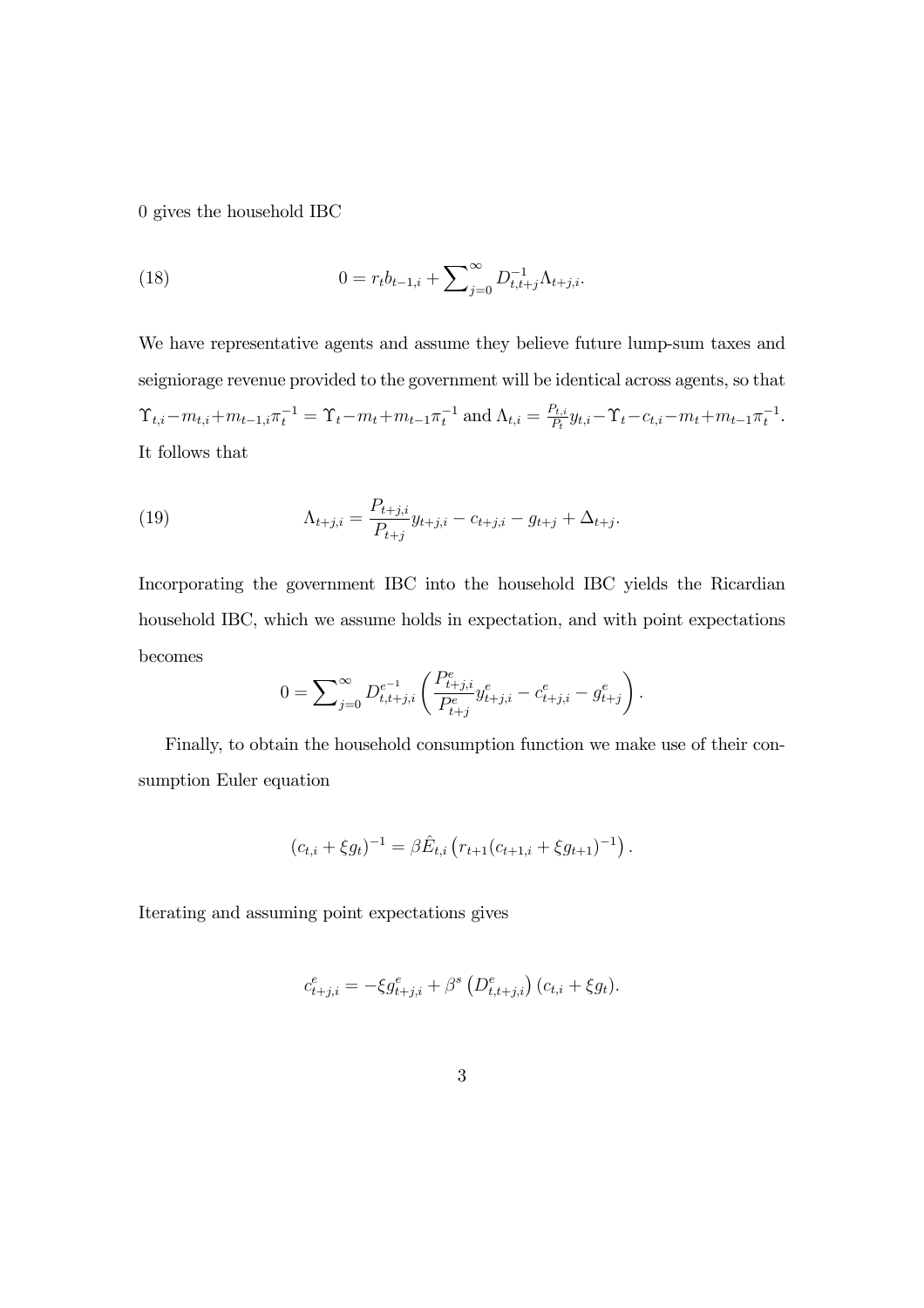0 gives the household IBC

$$0 = r_t b_{t-1,i} + \sum\nolimits_{j=0}^{\infty} D_{t,t+j}^{-1} \Lambda_{t+j,i}. \tag{18}$$

We have representative agents and assume they believe future lump-sum taxes and seigniorage revenue provided to the government will be identical across agents, so that $\Upsilon_{t,i} - m_{t,i} + m_{t-1,i}\pi_t^{-1} = \Upsilon_t - m_t + m_{t-1}\pi_t^{-1}$ and $\Lambda_{t,i} = \frac{P_{t,i}}{P_t} y_{t,i} - \Upsilon_t - c_{t,i} - m_t + m_{t-1}\pi_t^{-1}$. It follows that

$$\Lambda_{t+j,i} = \frac{P_{t+j,i}}{P_{t+j}} y_{t+j,i} - c_{t+j,i} - g_{t+j} + \Delta_{t+j}. \tag{19}$$

Incorporating the government IBC into the household IBC yields the Ricardian household IBC, which we assume holds in expectation, and with point expectations becomes

$$0 = \sum\nolimits_{j=0}^{\infty} D_{t,t+j,i}^{e^{-1}} \left( \frac{P_{t+j,i}^e}{P_{t+j}^e} y_{t+j,i}^e - c_{t+j,i}^e - g_{t+j}^e \right).$$

Finally, to obtain the household consumption function we make use of their consumption Euler equation

$$(c_{t,i} + \xi g_t)^{-1} = \beta \hat{E}_{t,i} \left( r_{t+1} (c_{t+1,i} + \xi g_{t+1})^{-1} \right).$$

Iterating and assuming point expectations gives

$$c_{t+j,i}^e = -\xi g_{t+j,i}^e + \beta^s \left( D_{t,t+j,i}^e \right) (c_{t,i} + \xi g_t).$$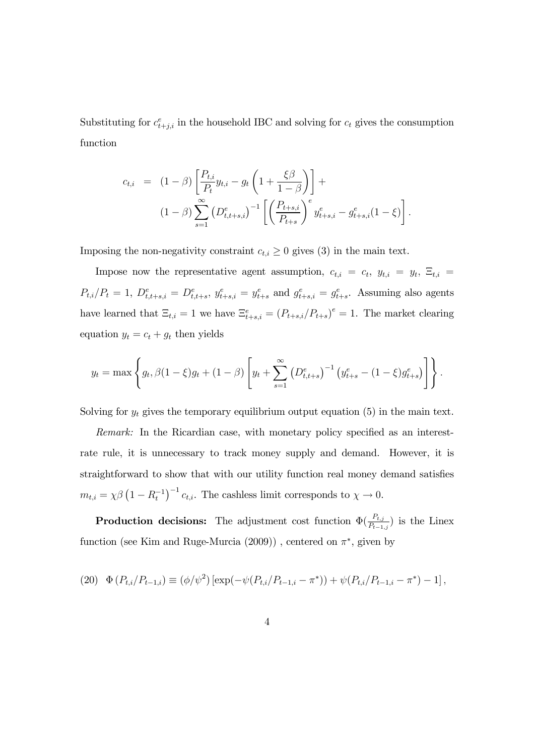Substituting for $c^e_{t+j,i}$ in the household IBC and solving for $c_t$ gives the consumption function

$$
\begin{aligned}
c_{t,i} &= (1-\beta)\left[\frac{P_{t,i}}{P_t}y_{t,i} - g_t\left(1+\frac{\xi\beta}{1-\beta}\right)\right] + \\
&\quad (1-\beta)\sum_{s=1}^{\infty}\left(D^e_{t,t+s,i}\right)^{-1}\left[\left(\frac{P_{t+s,i}}{P_{t+s}}\right)^e y^e_{t+s,i} - g^e_{t+s,i}(1-\xi)\right].
\end{aligned}
$$

Imposing the non-negativity constraint $c_{t,i} \geq 0$ gives (3) in the main text.

Impose now the representative agent assumption, $c_{t,i} = c_t$, $y_{t,i} = y_t$, $\Xi_{t,i} = P_{t,i}/P_t = 1$, $D^e_{t,t+s,i} = D^e_{t,t+s}$, $y^e_{t+s,i} = y^e_{t+s}$ and $g^e_{t+s,i} = g^e_{t+s}$. Assuming also agents have learned that $\Xi_{t,i} = 1$ we have $\Xi^e_{t+s,i} = \left(P_{t+s,i}/P_{t+s}\right)^e = 1$. The market clearing equation $y_t = c_t + g_t$ then yields

$$
y_t = \max\left\{g_t, \beta(1-\xi)g_t + (1-\beta)\left[y_t + \sum_{s=1}^{\infty}\left(D^e_{t,t+s}\right)^{-1}\left(y^e_{t+s} - (1-\xi)g^e_{t+s}\right)\right]\right\}.
$$

Solving for $y_t$ gives the temporary equilibrium output equation (5) in the main text.

*Remark:* In the Ricardian case, with monetary policy specified as an interest-rate rule, it is unnecessary to track money supply and demand. However, it is straightforward to show that with our utility function real money demand satisfies $m_{t,i} = \chi\beta\left(1 - R_t^{-1}\right)^{-1} c_{t,i}$. The cashless limit corresponds to $\chi \to 0$.

**Production decisions:** The adjustment cost function $\Phi(\frac{P_{t,j}}{P_{t-1,j}})$ is the Linex function (see Kim and Ruge-Murcia (2009)) , centered on $\pi^*$, given by

$$
(20)\quad \Phi\left(P_{t,i}/P_{t-1,i}\right) \equiv \left(\phi/\psi^2\right)\left[\exp(-\psi(P_{t,i}/P_{t-1,i} - \pi^*)) + \psi(P_{t,i}/P_{t-1,i} - \pi^*) - 1\right],
$$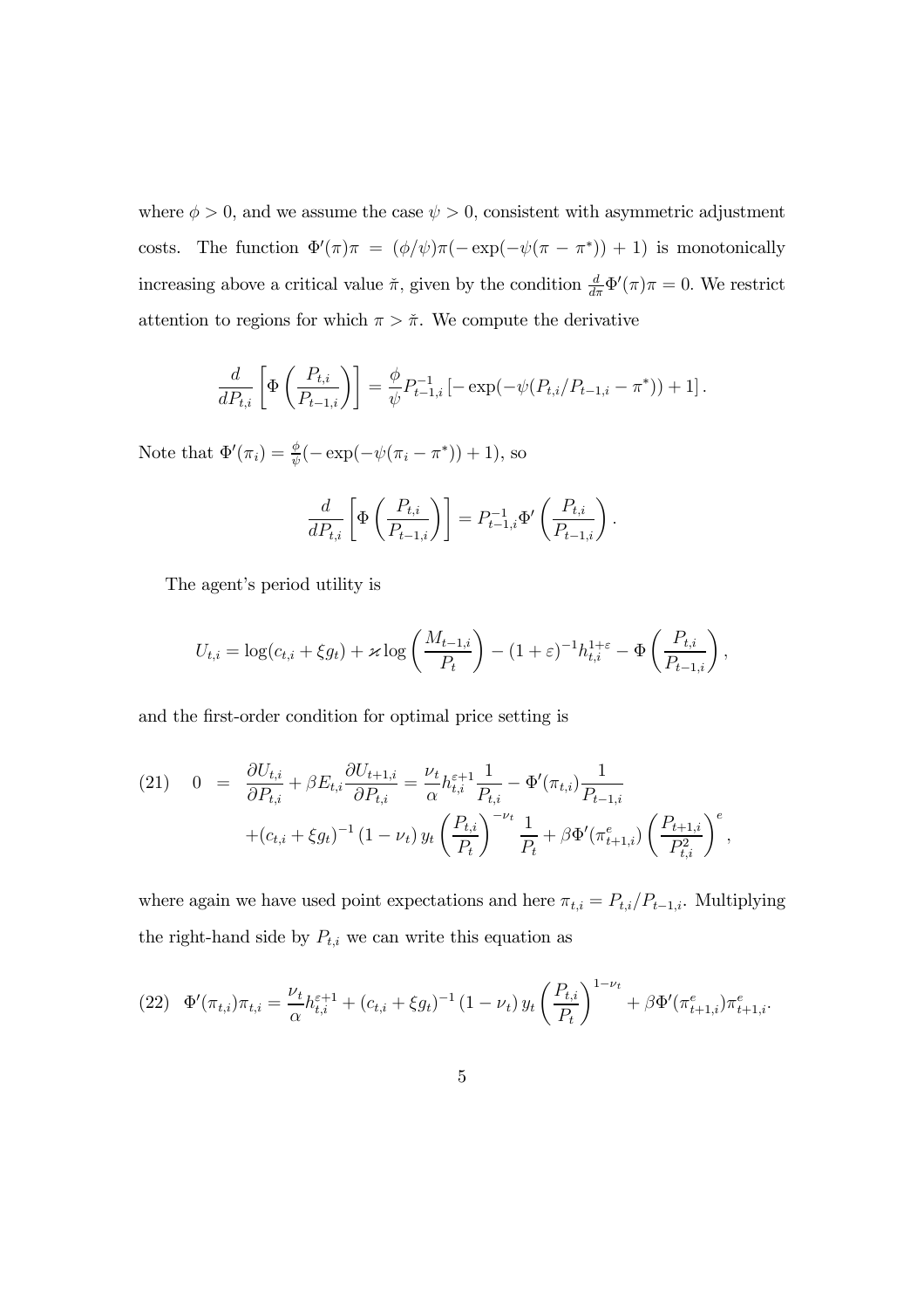where $\phi > 0$, and we assume the case $\psi > 0$, consistent with asymmetric adjustment costs. The function $\Phi'(\pi)\pi = (\phi/\psi)\pi(-\exp(-\psi(\pi - \pi^*)) + 1)$ is monotonically increasing above a critical value $\breve{\pi}$, given by the condition $\frac{d}{d\pi}\Phi'(\pi)\pi = 0$. We restrict attention to regions for which $\pi > \breve{\pi}$. We compute the derivative

$$\frac{d}{dP_{t,i}}\left[\Phi\left(\frac{P_{t,i}}{P_{t-1,i}}\right)\right] = \frac{\phi}{\psi}P_{t-1,i}^{-1}\left[-\exp(-\psi(P_{t,i}/P_{t-1,i} - \pi^*)) + 1\right].$$

Note that $\Phi'(\pi_i) = \frac{\phi}{\psi}(-\exp(-\psi(\pi_i - \pi^*)) + 1)$, so

$$\frac{d}{dP_{t,i}}\left[\Phi\left(\frac{P_{t,i}}{P_{t-1,i}}\right)\right] = P_{t-1,i}^{-1}\Phi'\left(\frac{P_{t,i}}{P_{t-1,i}}\right).$$

The agent's period utility is

$$U_{t,i} = \log(c_{t,i} + \xi g_t) + \varkappa \log\left(\frac{M_{t-1,i}}{P_t}\right) - (1+\varepsilon)^{-1}h_{t,i}^{1+\varepsilon} - \Phi\left(\frac{P_{t,i}}{P_{t-1,i}}\right),$$

and the first-order condition for optimal price setting is

$$\begin{aligned}(21)\quad 0 \;=\; & \frac{\partial U_{t,i}}{\partial P_{t,i}} + \beta E_{t,i}\frac{\partial U_{t+1,i}}{\partial P_{t,i}} = \frac{\nu_t}{\alpha}h_{t,i}^{\varepsilon+1}\frac{1}{P_{t,i}} - \Phi'(\pi_{t,i})\frac{1}{P_{t-1,i}} \\ & +(c_{t,i} + \xi g_t)^{-1}(1-\nu_t)\,y_t\left(\frac{P_{t,i}}{P_t}\right)^{-\nu_t}\frac{1}{P_t} + \beta\Phi'(\pi_{t+1,i}^e)\left(\frac{P_{t+1,i}}{P_{t,i}^2}\right)^e,\end{aligned}$$

where again we have used point expectations and here $\pi_{t,i} = P_{t,i}/P_{t-1,i}$. Multiplying the right-hand side by $P_{t,i}$ we can write this equation as

$$(22)\quad \Phi'(\pi_{t,i})\pi_{t,i} = \frac{\nu_t}{\alpha}h_{t,i}^{\varepsilon+1} + (c_{t,i} + \xi g_t)^{-1}(1-\nu_t)\,y_t\left(\frac{P_{t,i}}{P_t}\right)^{1-\nu_t} + \beta\Phi'(\pi_{t+1,i}^e)\pi_{t+1,i}^e.$$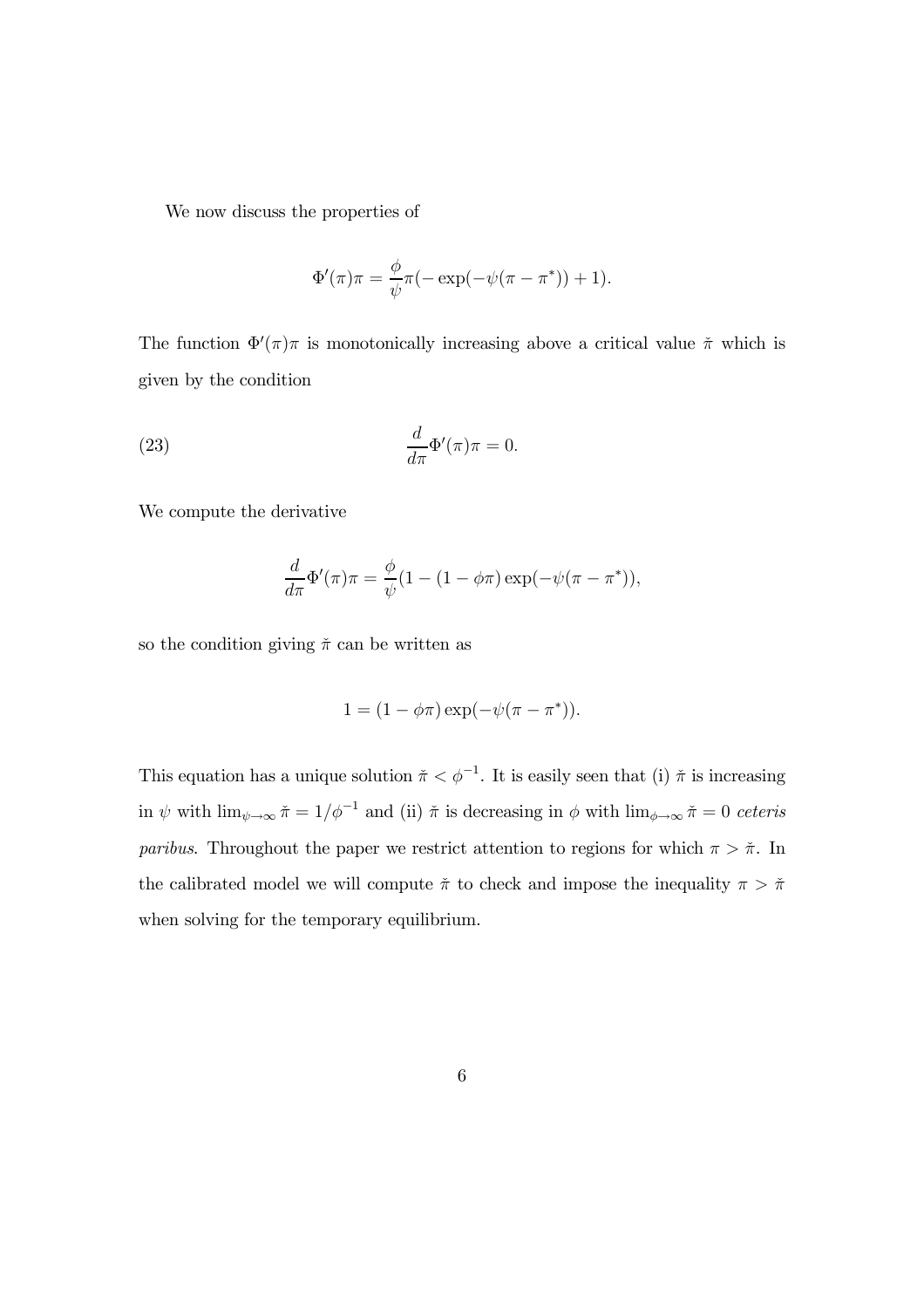We now discuss the properties of

$$\Phi'(\pi)\pi = \frac{\phi}{\psi}\pi(-\exp(-\psi(\pi - \pi^*)) + 1).$$

The function $\Phi'(\pi)\pi$ is monotonically increasing above a critical value $\breve{\pi}$ which is given by the condition

$$\frac{d}{d\pi}\Phi'(\pi)\pi = 0. \tag{23}$$

We compute the derivative

$$\frac{d}{d\pi}\Phi'(\pi)\pi = \frac{\phi}{\psi}(1 - (1 - \phi\pi)\exp(-\psi(\pi - \pi^*)),$$

so the condition giving $\breve{\pi}$ can be written as

$$1 = (1 - \phi\pi)\exp(-\psi(\pi - \pi^*)).$$

This equation has a unique solution $\breve{\pi} < \phi^{-1}$. It is easily seen that (i) $\breve{\pi}$ is increasing in $\psi$ with $\lim_{\psi\to\infty} \breve{\pi} = 1/\phi^{-1}$ and (ii) $\breve{\pi}$ is decreasing in $\phi$ with $\lim_{\phi\to\infty} \breve{\pi} = 0$ *ceteris paribus*. Throughout the paper we restrict attention to regions for which $\pi > \breve{\pi}$. In the calibrated model we will compute $\breve{\pi}$ to check and impose the inequality $\pi > \breve{\pi}$ when solving for the temporary equilibrium.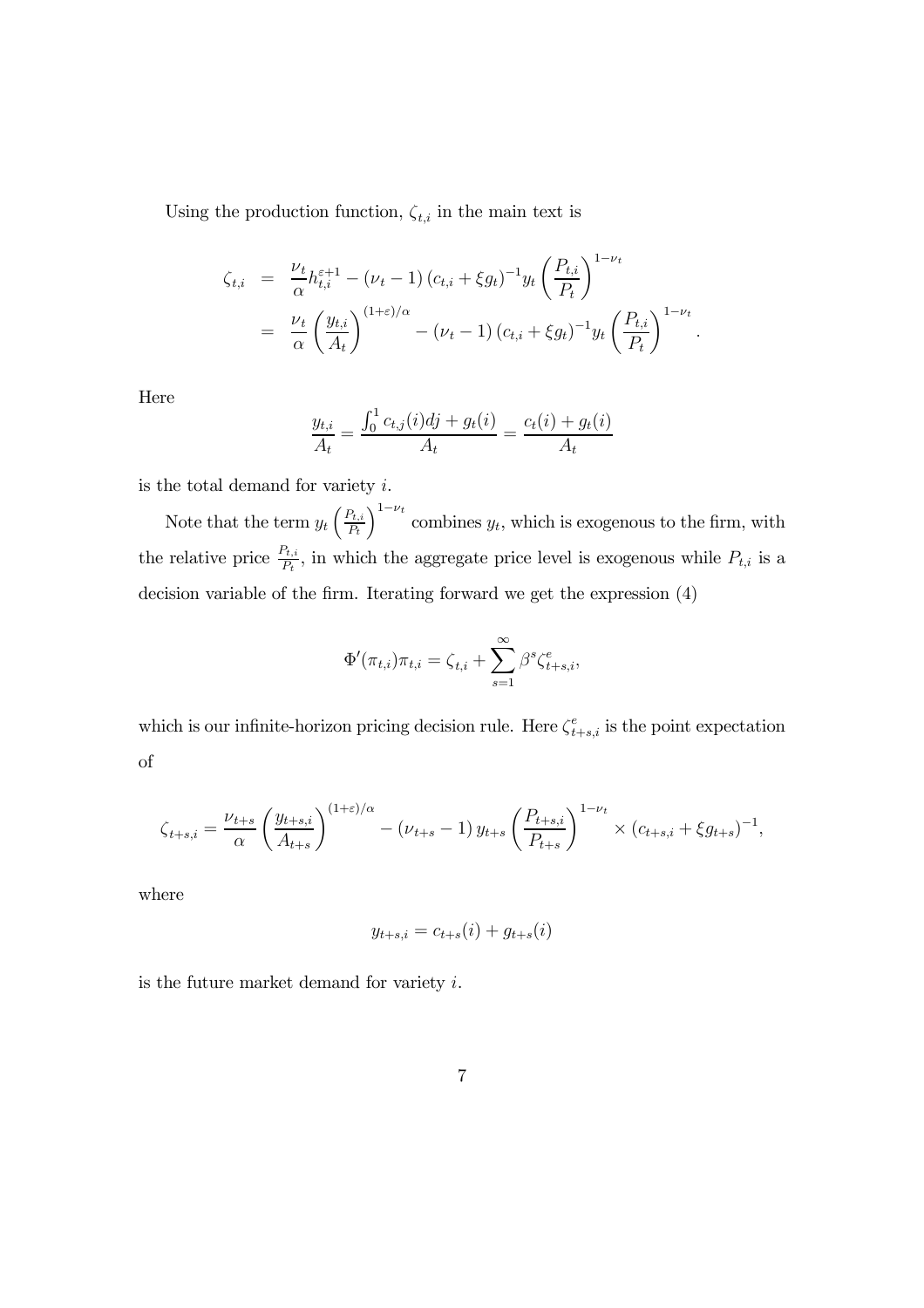Using the production function, $\zeta_{t,i}$ in the main text is

$$
\begin{aligned}
\zeta_{t,i} &= \frac{\nu_t}{\alpha} h_{t,i}^{\varepsilon+1} - (\nu_t - 1)\,(c_{t,i} + \xi g_t)^{-1} y_t \left(\frac{P_{t,i}}{P_t}\right)^{1-\nu_t} \\
&= \frac{\nu_t}{\alpha} \left(\frac{y_{t,i}}{A_t}\right)^{(1+\varepsilon)/\alpha} - (\nu_t - 1)\,(c_{t,i} + \xi g_t)^{-1} y_t \left(\frac{P_{t,i}}{P_t}\right)^{1-\nu_t}.
\end{aligned}
$$

Here

$$
\frac{y_{t,i}}{A_t} = \frac{\int_0^1 c_{t,j}(i)dj + g_t(i)}{A_t} = \frac{c_t(i) + g_t(i)}{A_t}
$$

is the total demand for variety $i$.

Note that the term $y_t \left(\frac{P_{t,i}}{P_t}\right)^{1-\nu_t}$ combines $y_t$, which is exogenous to the firm, with the relative price $\frac{P_{t,i}}{P_t}$, in which the aggregate price level is exogenous while $P_{t,i}$ is a decision variable of the firm. Iterating forward we get the expression (4)

$$
\Phi'(\pi_{t,i})\pi_{t,i} = \zeta_{t,i} + \sum_{s=1}^{\infty} \beta^s \zeta_{t+s,i}^e,
$$

which is our infinite-horizon pricing decision rule. Here $\zeta_{t+s,i}^e$ is the point expectation of

$$
\zeta_{t+s,i} = \frac{\nu_{t+s}}{\alpha} \left(\frac{y_{t+s,i}}{A_{t+s}}\right)^{(1+\varepsilon)/\alpha} - (\nu_{t+s} - 1)\, y_{t+s} \left(\frac{P_{t+s,i}}{P_{t+s}}\right)^{1-\nu_t} \times (c_{t+s,i} + \xi g_{t+s})^{-1},
$$

where

$$
y_{t+s,i} = c_{t+s}(i) + g_{t+s}(i)
$$

is the future market demand for variety $i$.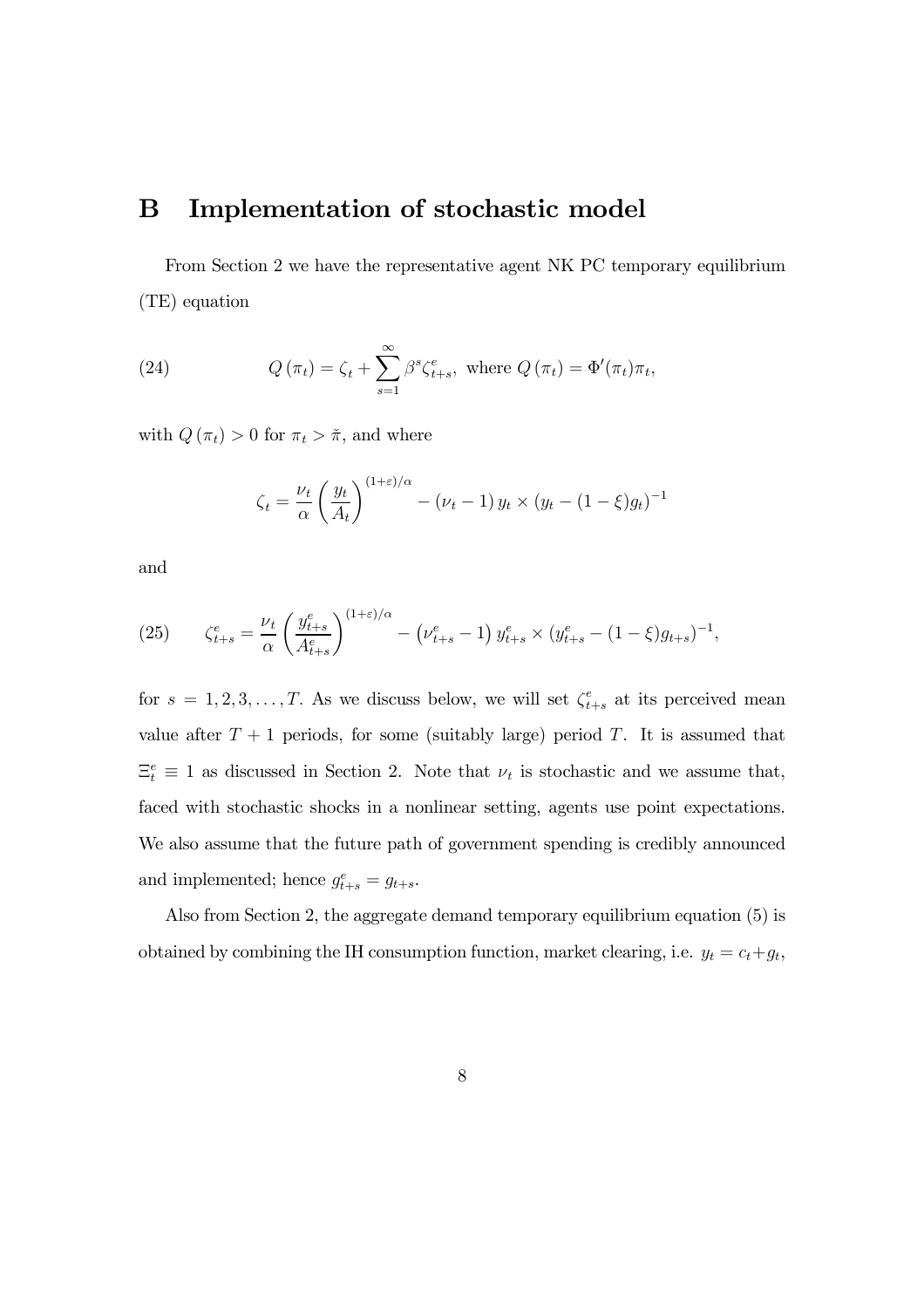# B Implementation of stochastic model

From Section 2 we have the representative agent NK PC temporary equilibrium (TE) equation

$$Q(\pi_t) = \zeta_t + \sum_{s=1}^{\infty} \beta^s \zeta_{t+s}^e, \text{ where } Q(\pi_t) = \Phi'(\pi_t)\pi_t, \tag{24}$$

with $Q(\pi_t) > 0$ for $\pi_t > \check{\pi}$, and where

$$\zeta_t = \frac{\nu_t}{\alpha}\left(\frac{y_t}{A_t}\right)^{(1+\varepsilon)/\alpha} - (\nu_t - 1)\, y_t \times (y_t - (1-\xi)g_t)^{-1}$$

and

$$\zeta_{t+s}^e = \frac{\nu_t}{\alpha}\left(\frac{y_{t+s}^e}{A_{t+s}^e}\right)^{(1+\varepsilon)/\alpha} - \left(\nu_{t+s}^e - 1\right) y_{t+s}^e \times (y_{t+s}^e - (1-\xi)g_{t+s})^{-1}, \tag{25}$$

for $s = 1, 2, 3, \ldots, T$. As we discuss below, we will set $\zeta_{t+s}^e$ at its perceived mean value after $T+1$ periods, for some (suitably large) period $T$. It is assumed that $\Xi_t^e \equiv 1$ as discussed in Section 2. Note that $\nu_t$ is stochastic and we assume that, faced with stochastic shocks in a nonlinear setting, agents use point expectations. We also assume that the future path of government spending is credibly announced and implemented; hence $g_{t+s}^e = g_{t+s}$.

Also from Section 2, the aggregate demand temporary equilibrium equation (5) is obtained by combining the IH consumption function, market clearing, i.e. $y_t = c_t + g_t$,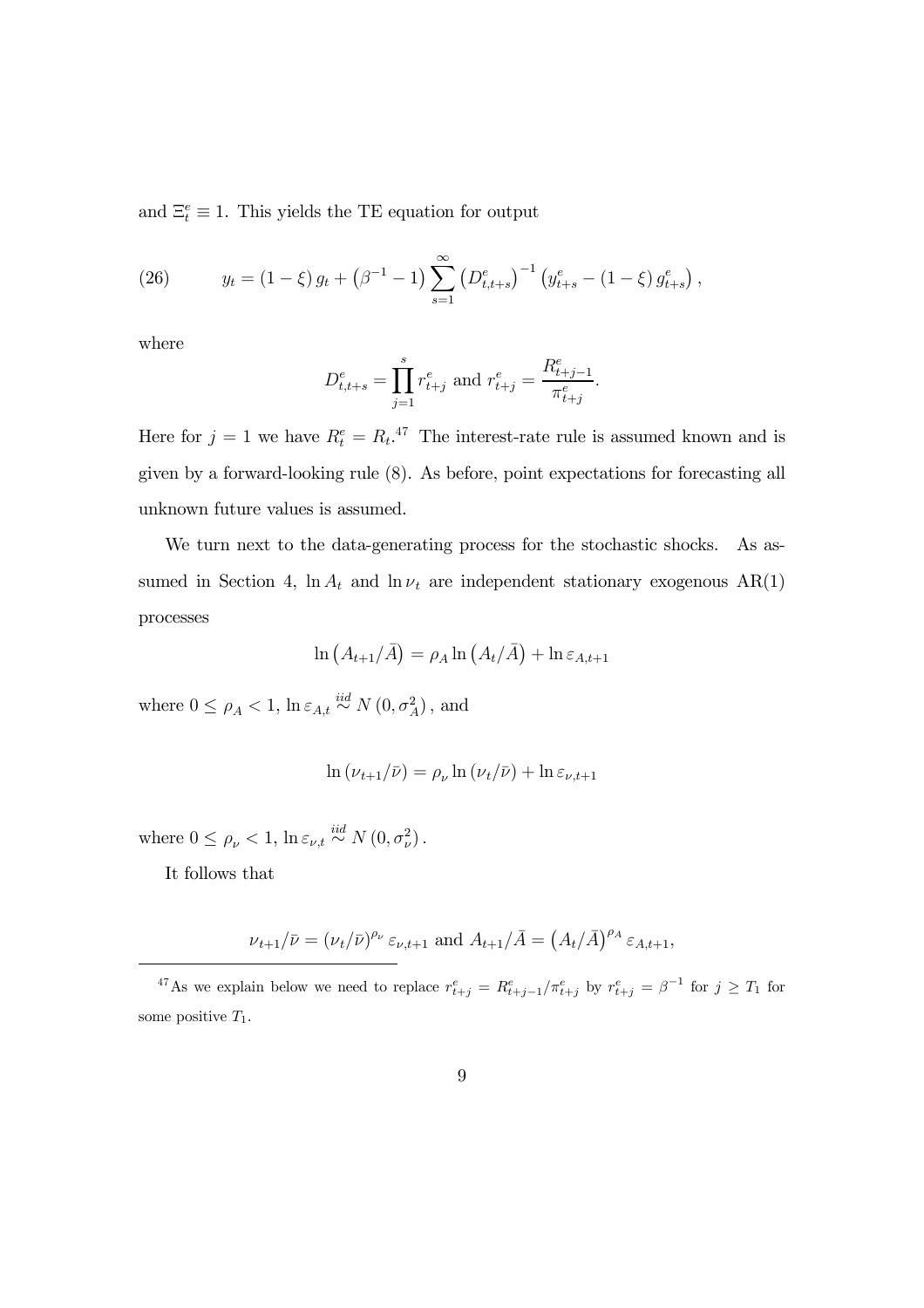and $\Xi_t^e \equiv 1$. This yields the TE equation for output

$$y_t = (1-\xi) g_t + \left(\beta^{-1} - 1\right) \sum_{s=1}^{\infty} \left(D_{t,t+s}^e\right)^{-1} \left(y_{t+s}^e - (1-\xi) g_{t+s}^e\right), \tag{26}$$

where

$$D_{t,t+s}^e = \prod_{j=1}^{s} r_{t+j}^e \text{ and } r_{t+j}^e = \frac{R_{t+j-1}^e}{\pi_{t+j}^e}.$$

Here for $j = 1$ we have $R_t^e = R_t$.[47] The interest-rate rule is assumed known and is given by a forward-looking rule (8). As before, point expectations for forecasting all unknown future values is assumed.

We turn next to the data-generating process for the stochastic shocks. As assumed in Section 4, $\ln A_t$ and $\ln \nu_t$ are independent stationary exogenous AR(1) processes

$$\ln\left(A_{t+1}/\bar{A}\right) = \rho_A \ln\left(A_t/\bar{A}\right) + \ln \varepsilon_{A,t+1}$$

where $0 \leq \rho_A < 1$, $\ln \varepsilon_{A,t} \overset{iid}{\sim} N\left(0, \sigma_A^2\right)$, and

$$\ln\left(\nu_{t+1}/\bar{\nu}\right) = \rho_\nu \ln\left(\nu_t/\bar{\nu}\right) + \ln \varepsilon_{\nu,t+1}$$

where $0 \leq \rho_\nu < 1$, $\ln \varepsilon_{\nu,t} \overset{iid}{\sim} N\left(0, \sigma_\nu^2\right)$.

It follows that

$$\nu_{t+1}/\bar{\nu} = \left(\nu_t/\bar{\nu}\right)^{\rho_\nu} \varepsilon_{\nu,t+1} \text{ and } A_{t+1}/\bar{A} = \left(A_t/\bar{A}\right)^{\rho_A} \varepsilon_{A,t+1},$$

[47] As we explain below we need to replace $r_{t+j}^e = R_{t+j-1}^e/\pi_{t+j}^e$ by $r_{t+j}^e = \beta^{-1}$ for $j \geq T_1$ for some positive $T_1$.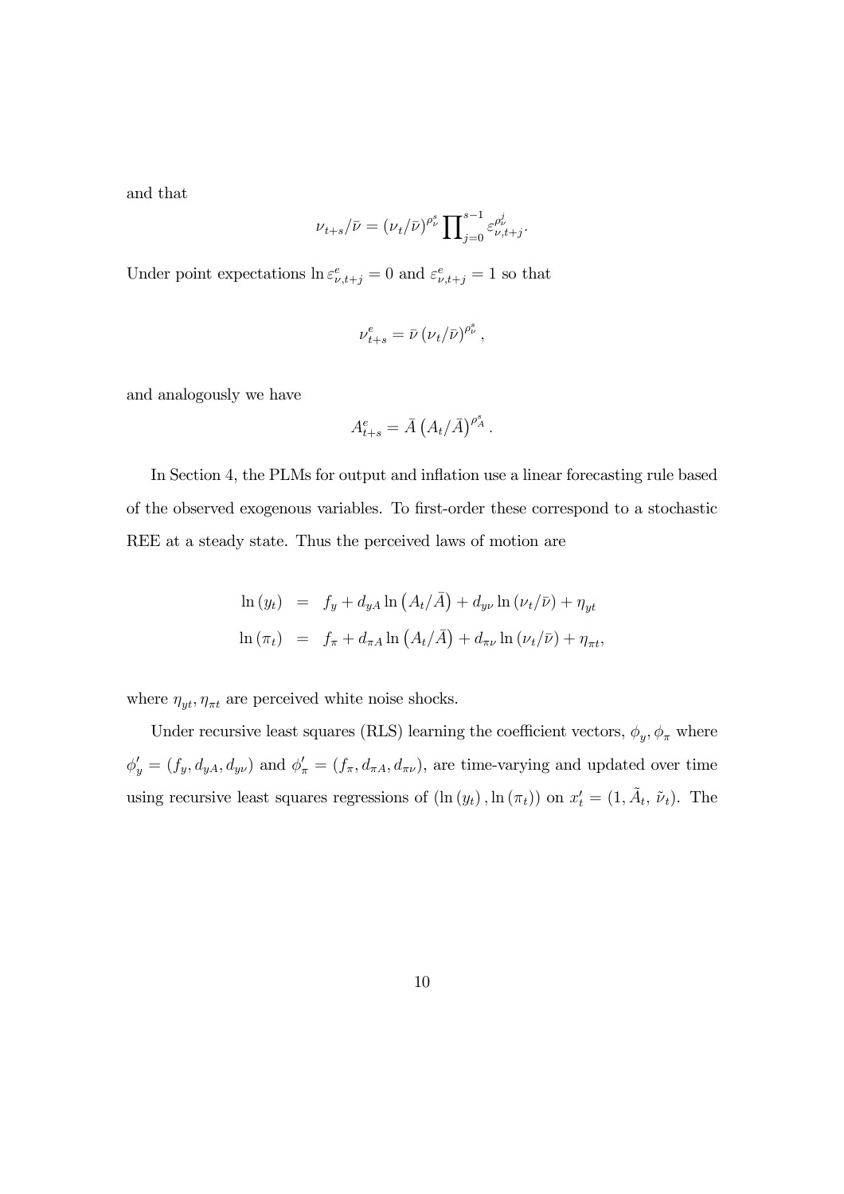and that

$$\nu_{t+s}/\bar{\nu} = (\nu_t/\bar{\nu})^{\rho_\nu^s} \prod\nolimits_{j=0}^{s-1} \varepsilon_{\nu,t+j}^{\rho_\nu^j}.$$

Under point expectations $\ln \varepsilon_{\nu,t+j}^e = 0$ and $\varepsilon_{\nu,t+j}^e = 1$ so that

$$\nu_{t+s}^e = \bar{\nu} \left(\nu_t/\bar{\nu}\right)^{\rho_\nu^s},$$

and analogously we have

$$A_{t+s}^e = \bar{A} \left(A_t/\bar{A}\right)^{\rho_A^s}.$$

In Section 4, the PLMs for output and inflation use a linear forecasting rule based of the observed exogenous variables. To first-order these correspond to a stochastic REE at a steady state. Thus the perceived laws of motion are

$$\begin{aligned}
\ln(y_t) &= f_y + d_{yA} \ln\left(A_t/\bar{A}\right) + d_{y\nu} \ln\left(\nu_t/\bar{\nu}\right) + \eta_{yt} \\
\ln(\pi_t) &= f_\pi + d_{\pi A} \ln\left(A_t/\bar{A}\right) + d_{\pi\nu} \ln\left(\nu_t/\bar{\nu}\right) + \eta_{\pi t},
\end{aligned}$$

where $\eta_{yt}, \eta_{\pi t}$ are perceived white noise shocks.

Under recursive least squares (RLS) learning the coefficient vectors, $\phi_y, \phi_\pi$ where $\phi_y' = (f_y, d_{yA}, d_{y\nu})$ and $\phi_\pi' = (f_\pi, d_{\pi A}, d_{\pi\nu})$, are time-varying and updated over time using recursive least squares regressions of $(\ln(y_t), \ln(\pi_t))$ on $x_t' = (1, \tilde{A}_t, \tilde{\nu}_t)$. The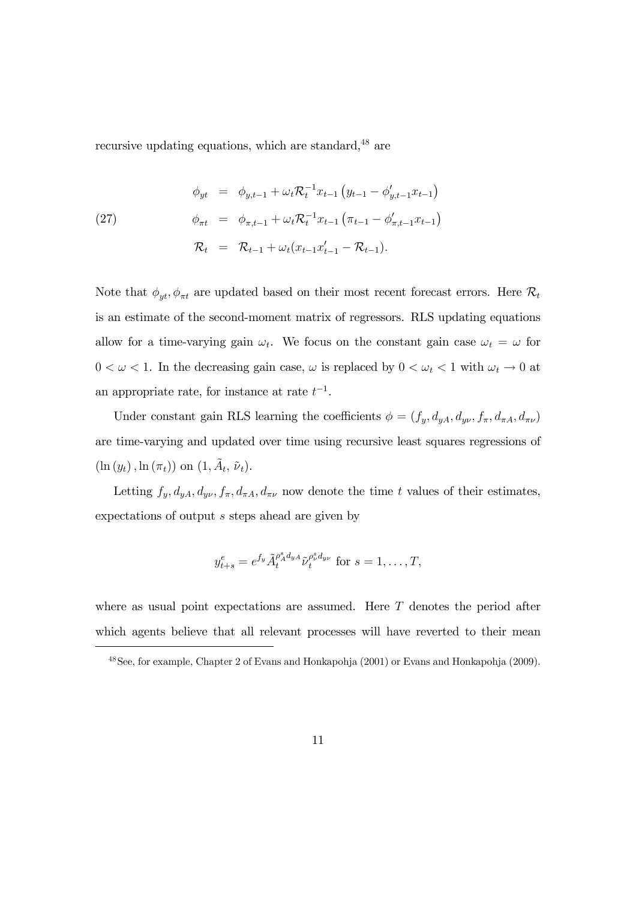recursive updating equations, which are standard,[48] are

$$
\begin{aligned}
\phi_{yt} &= \phi_{y,t-1} + \omega_t \mathcal{R}_t^{-1} x_{t-1} \left( y_{t-1} - \phi'_{y,t-1} x_{t-1} \right) \\
\phi_{\pi t} &= \phi_{\pi,t-1} + \omega_t \mathcal{R}_t^{-1} x_{t-1} \left( \pi_{t-1} - \phi'_{\pi,t-1} x_{t-1} \right) \qquad (27) \\
\mathcal{R}_t &= \mathcal{R}_{t-1} + \omega_t (x_{t-1} x'_{t-1} - \mathcal{R}_{t-1}).
\end{aligned}
$$

Note that $\phi_{yt}, \phi_{\pi t}$ are updated based on their most recent forecast errors. Here $\mathcal{R}_t$ is an estimate of the second-moment matrix of regressors. RLS updating equations allow for a time-varying gain $\omega_t$. We focus on the constant gain case $\omega_t = \omega$ for $0 < \omega < 1$. In the decreasing gain case, $\omega$ is replaced by $0 < \omega_t < 1$ with $\omega_t \to 0$ at an appropriate rate, for instance at rate $t^{-1}$.

Under constant gain RLS learning the coefficients $\phi = (f_y, d_{yA}, d_{y\nu}, f_\pi, d_{\pi A}, d_{\pi\nu})$ are time-varying and updated over time using recursive least squares regressions of $(\ln(y_t), \ln(\pi_t))$ on $(1, \tilde{A}_t, \tilde{\nu}_t)$.

Letting $f_y, d_{yA}, d_{y\nu}, f_\pi, d_{\pi A}, d_{\pi\nu}$ now denote the time $t$ values of their estimates, expectations of output $s$ steps ahead are given by

$$
y^e_{t+s} = e^{f_y} \tilde{A}_t^{\rho_A^s d_{yA}} \tilde{\nu}_t^{\rho_\nu^s d_{y\nu}} \text{ for } s = 1, \ldots, T,
$$

where as usual point expectations are assumed. Here $T$ denotes the period after which agents believe that all relevant processes will have reverted to their mean

[48] See, for example, Chapter 2 of Evans and Honkapohja (2001) or Evans and Honkapohja (2009).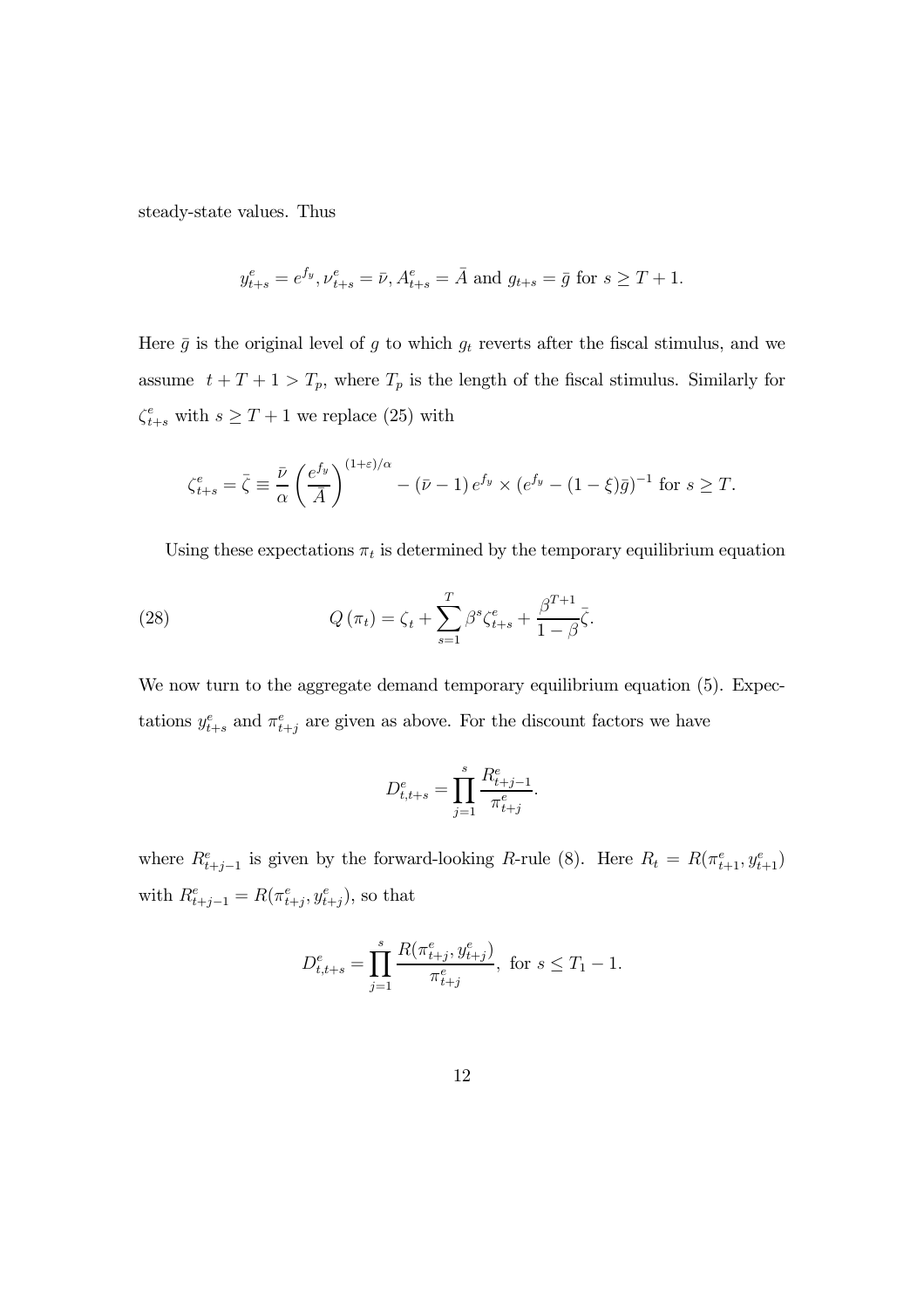steady-state values. Thus

$$y_{t+s}^e = e^{f_y}, \nu_{t+s}^e = \bar{\nu}, A_{t+s}^e = \bar{A} \text{ and } g_{t+s} = \bar{g} \text{ for } s \geq T+1.$$

Here $\bar{g}$ is the original level of $g$ to which $g_t$ reverts after the fiscal stimulus, and we assume $t+T+1 > T_p$, where $T_p$ is the length of the fiscal stimulus. Similarly for $\zeta_{t+s}^e$ with $s \geq T+1$ we replace (25) with

$$\zeta_{t+s}^e = \bar{\zeta} \equiv \frac{\bar{\nu}}{\alpha}\left(\frac{e^{f_y}}{\bar{A}}\right)^{(1+\varepsilon)/\alpha} - (\bar{\nu}-1)\, e^{f_y} \times \left(e^{f_y} - (1-\xi)\bar{g}\right)^{-1} \text{ for } s \geq T.$$

Using these expectations $\pi_t$ is determined by the temporary equilibrium equation

$$Q(\pi_t) = \zeta_t + \sum_{s=1}^{T} \beta^s \zeta_{t+s}^e + \frac{\beta^{T+1}}{1-\beta}\bar{\zeta}. \tag{28}$$

We now turn to the aggregate demand temporary equilibrium equation (5). Expectations $y_{t+s}^e$ and $\pi_{t+j}^e$ are given as above. For the discount factors we have

$$D_{t,t+s}^e = \prod_{j=1}^{s} \frac{R_{t+j-1}^e}{\pi_{t+j}^e}.$$

where $R_{t+j-1}^e$ is given by the forward-looking $R$-rule (8). Here $R_t = R(\pi_{t+1}^e, y_{t+1}^e)$ with $R_{t+j-1}^e = R(\pi_{t+j}^e, y_{t+j}^e)$, so that

$$D_{t,t+s}^e = \prod_{j=1}^{s} \frac{R(\pi_{t+j}^e, y_{t+j}^e)}{\pi_{t+j}^e}, \text{ for } s \leq T_1 - 1.$$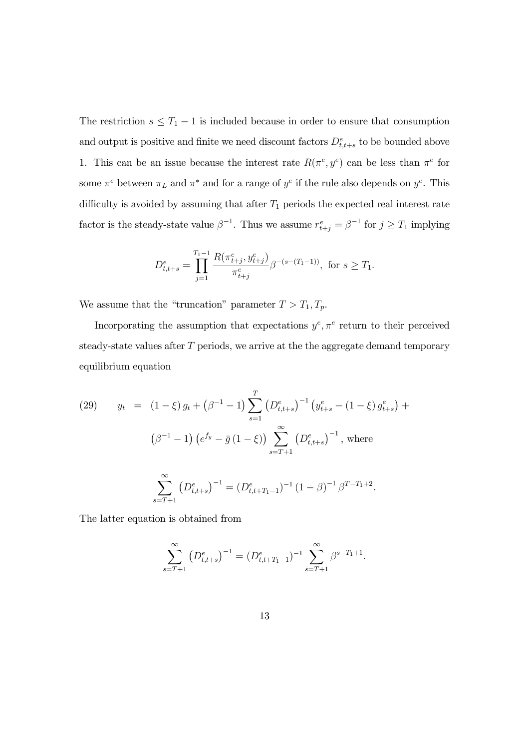The restriction $s \leq T_1 - 1$ is included because in order to ensure that consumption and output is positive and finite we need discount factors $D^e_{t,t+s}$ to be bounded above 1. This can be an issue because the interest rate $R(\pi^e, y^e)$ can be less than $\pi^e$ for some $\pi^e$ between $\pi_L$ and $\pi^*$ and for a range of $y^e$ if the rule also depends on $y^e$. This difficulty is avoided by assuming that after $T_1$ periods the expected real interest rate factor is the steady-state value $\beta^{-1}$. Thus we assume $r^e_{t+j} = \beta^{-1}$ for $j \geq T_1$ implying

$$D^e_{t,t+s} = \prod_{j=1}^{T_1 - 1} \frac{R(\pi^e_{t+j}, y^e_{t+j})}{\pi^e_{t+j}} \beta^{-(s-(T_1-1))}, \text{ for } s \geq T_1.$$

We assume that the "truncation" parameter $T > T_1, T_p$.

Incorporating the assumption that expectations $y^e, \pi^e$ return to their perceived steady-state values after $T$ periods, we arrive at the the aggregate demand temporary equilibrium equation

$$
\begin{aligned}
(29) \qquad y_t &= (1-\xi)\, g_t + \left(\beta^{-1} - 1\right) \sum_{s=1}^{T} \left(D^e_{t,t+s}\right)^{-1} \left(y^e_{t+s} - (1-\xi)\, g^e_{t+s}\right) + \\
&\quad \left(\beta^{-1} - 1\right) \left(e^{f_y} - \bar{g}\,(1-\xi)\right) \sum_{s=T+1}^{\infty} \left(D^e_{t,t+s}\right)^{-1}, \text{ where}
\end{aligned}
$$

$$\sum_{s=T+1}^{\infty} \left(D^e_{t,t+s}\right)^{-1} = (D^e_{t,t+T_1-1})^{-1} (1-\beta)^{-1} \beta^{T-T_1+2}.$$

The latter equation is obtained from

$$\sum_{s=T+1}^{\infty} \left(D^e_{t,t+s}\right)^{-1} = (D^e_{t,t+T_1-1})^{-1} \sum_{s=T+1}^{\infty} \beta^{s-T_1+1}.$$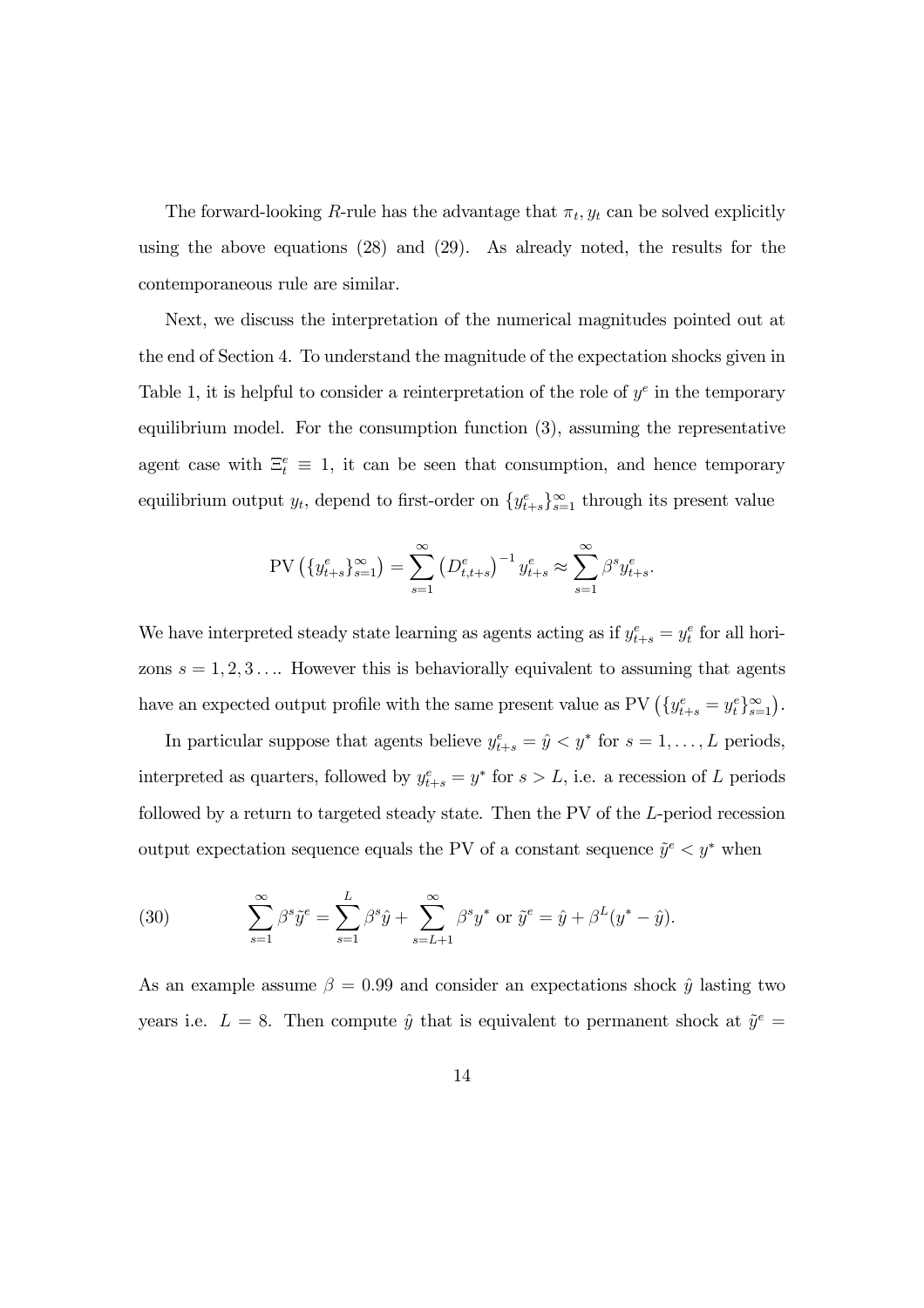The forward-looking $R$-rule has the advantage that $\pi_t, y_t$ can be solved explicitly using the above equations (28) and (29). As already noted, the results for the contemporaneous rule are similar.

Next, we discuss the interpretation of the numerical magnitudes pointed out at the end of Section 4. To understand the magnitude of the expectation shocks given in Table 1, it is helpful to consider a reinterpretation of the role of $y^e$ in the temporary equilibrium model. For the consumption function (3), assuming the representative agent case with $\Xi_t^e \equiv 1$, it can be seen that consumption, and hence temporary equilibrium output $y_t$, depend to first-order on $\{y_{t+s}^e\}_{s=1}^{\infty}$ through its present value

$$\text{PV}\left(\{y_{t+s}^e\}_{s=1}^{\infty}\right) = \sum_{s=1}^{\infty} \left(D_{t,t+s}^e\right)^{-1} y_{t+s}^e \approx \sum_{s=1}^{\infty} \beta^s y_{t+s}^e.$$

We have interpreted steady state learning as agents acting as if $y_{t+s}^e = y_t^e$ for all horizons $s = 1, 2, 3 \ldots$. However this is behaviorally equivalent to assuming that agents have an expected output profile with the same present value as $\text{PV}\left(\{y_{t+s}^e = y_t^e\}_{s=1}^{\infty}\right)$.

In particular suppose that agents believe $y_{t+s}^e = \hat{y} < y^*$ for $s = 1, \ldots, L$ periods, interpreted as quarters, followed by $y_{t+s}^e = y^*$ for $s > L$, i.e. a recession of $L$ periods followed by a return to targeted steady state. Then the PV of the $L$-period recession output expectation sequence equals the PV of a constant sequence $\tilde{y}^e < y^*$ when

$$\sum_{s=1}^{\infty} \beta^s \tilde{y}^e = \sum_{s=1}^{L} \beta^s \hat{y} + \sum_{s=L+1}^{\infty} \beta^s y^* \text{ or } \tilde{y}^e = \hat{y} + \beta^L (y^* - \hat{y}). \tag{30}$$

As an example assume $\beta = 0.99$ and consider an expectations shock $\hat{y}$ lasting two years i.e. $L = 8$. Then compute $\hat{y}$ that is equivalent to permanent shock at $\tilde{y}^e =$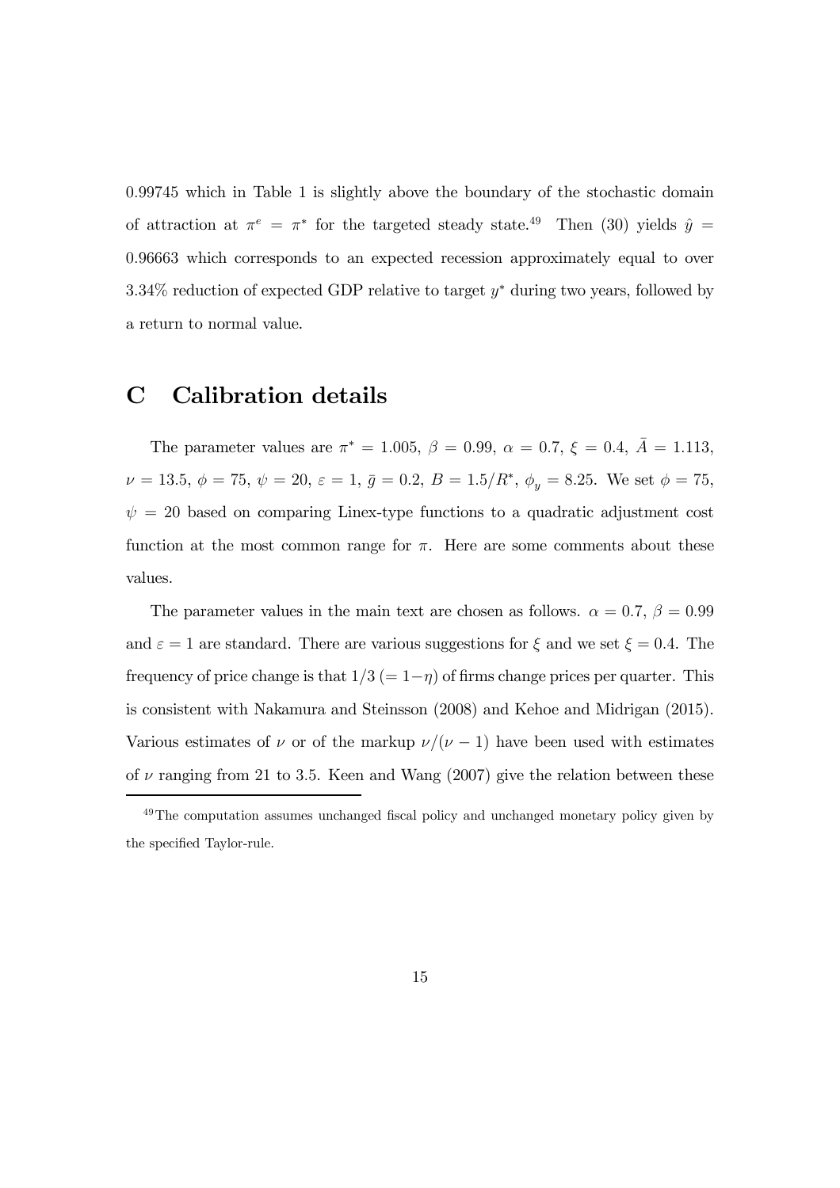0.99745 which in Table 1 is slightly above the boundary of the stochastic domain of attraction at $\pi^e = \pi^*$ for the targeted steady state.[49] Then (30) yields $\hat{y} = 0.96663$ which corresponds to an expected recession approximately equal to over 3.34% reduction of expected GDP relative to target $y^*$ during two years, followed by a return to normal value.

# C Calibration details

The parameter values are $\pi^* = 1.005$, $\beta = 0.99$, $\alpha = 0.7$, $\xi = 0.4$, $\bar{A} = 1.113$, $\nu = 13.5$, $\phi = 75$, $\psi = 20$, $\varepsilon = 1$, $\bar{g} = 0.2$, $B = 1.5/R^*$, $\phi_y = 8.25$. We set $\phi = 75$, $\psi = 20$ based on comparing Linex-type functions to a quadratic adjustment cost function at the most common range for $\pi$. Here are some comments about these values.

The parameter values in the main text are chosen as follows. $\alpha = 0.7$, $\beta = 0.99$ and $\varepsilon = 1$ are standard. There are various suggestions for $\xi$ and we set $\xi = 0.4$. The frequency of price change is that $1/3$ $(= 1-\eta)$ of firms change prices per quarter. This is consistent with Nakamura and Steinsson (2008) and Kehoe and Midrigan (2015). Various estimates of $\nu$ or of the markup $\nu/(\nu-1)$ have been used with estimates of $\nu$ ranging from 21 to 3.5. Keen and Wang (2007) give the relation between these

[49] The computation assumes unchanged fiscal policy and unchanged monetary policy given by the specified Taylor-rule.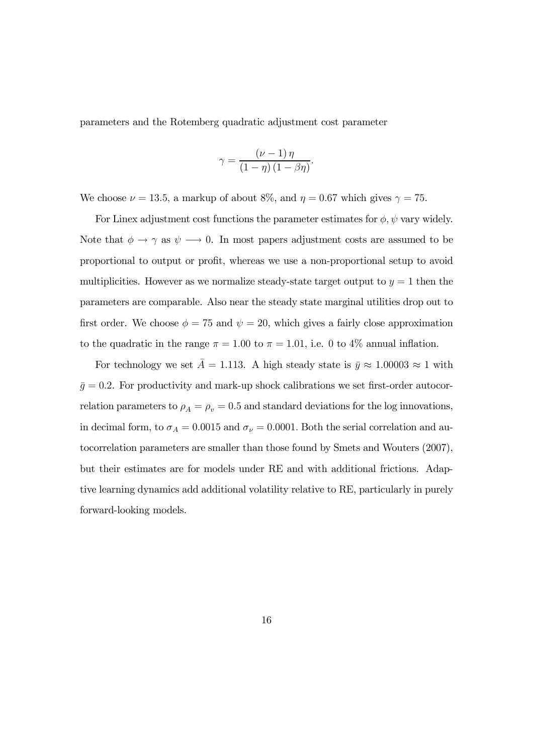parameters and the Rotemberg quadratic adjustment cost parameter

$$\gamma = \frac{(\nu - 1)\,\eta}{(1 - \eta)\,(1 - \beta\eta)}.$$

We choose $\nu = 13.5$, a markup of about 8%, and $\eta = 0.67$ which gives $\gamma = 75$.

For Linex adjustment cost functions the parameter estimates for $\phi, \psi$ vary widely. Note that $\phi \rightarrow \gamma$ as $\psi \longrightarrow 0$. In most papers adjustment costs are assumed to be proportional to output or profit, whereas we use a non-proportional setup to avoid multiplicities. However as we normalize steady-state target output to $y = 1$ then the parameters are comparable. Also near the steady state marginal utilities drop out to first order. We choose $\phi = 75$ and $\psi = 20$, which gives a fairly close approximation to the quadratic in the range $\pi = 1.00$ to $\pi = 1.01$, i.e. 0 to 4% annual inflation.

For technology we set $\bar{A} = 1.113$. A high steady state is $\bar{y} \approx 1.00003 \approx 1$ with $\bar{g} = 0.2$. For productivity and mark-up shock calibrations we set first-order autocorrelation parameters to $\rho_A = \rho_v = 0.5$ and standard deviations for the log innovations, in decimal form, to $\sigma_A = 0.0015$ and $\sigma_\nu = 0.0001$. Both the serial correlation and autocorrelation parameters are smaller than those found by Smets and Wouters (2007), but their estimates are for models under RE and with additional frictions. Adaptive learning dynamics add additional volatility relative to RE, particularly in purely forward-looking models.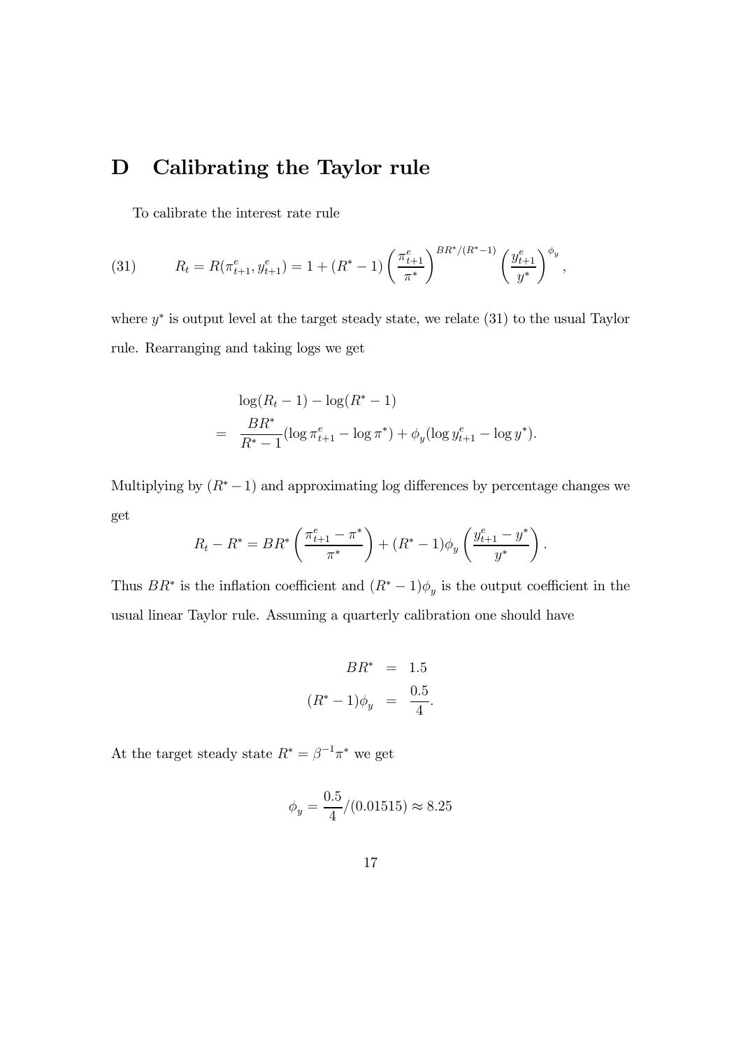# D Calibrating the Taylor rule

To calibrate the interest rate rule

$$R_t = R(\pi^e_{t+1}, y^e_{t+1}) = 1 + (R^* - 1)\left(\frac{\pi^e_{t+1}}{\pi^*}\right)^{BR^*/(R^*-1)}\left(\frac{y^e_{t+1}}{y^*}\right)^{\phi_y}, \tag{31}$$

where $y^*$ is output level at the target steady state, we relate (31) to the usual Taylor rule. Rearranging and taking logs we get

$$\begin{aligned} & \log(R_t - 1) - \log(R^* - 1) \\ = \quad & \frac{BR^*}{R^* - 1}(\log \pi^e_{t+1} - \log \pi^*) + \phi_y(\log y^e_{t+1} - \log y^*). \end{aligned}$$

Multiplying by $(R^* - 1)$ and approximating log differences by percentage changes we get

$$R_t - R^* = BR^*\left(\frac{\pi^e_{t+1} - \pi^*}{\pi^*}\right) + (R^* - 1)\phi_y\left(\frac{y^e_{t+1} - y^*}{y^*}\right).$$

Thus $BR^*$ is the inflation coefficient and $(R^* - 1)\phi_y$ is the output coefficient in the usual linear Taylor rule. Assuming a quarterly calibration one should have

$$\begin{aligned} BR^* &= 1.5 \\ (R^* - 1)\phi_y &= \frac{0.5}{4}. \end{aligned}$$

At the target steady state $R^* = \beta^{-1}\pi^*$ we get

$$\phi_y = \frac{0.5}{4}/(0.01515) \approx 8.25$$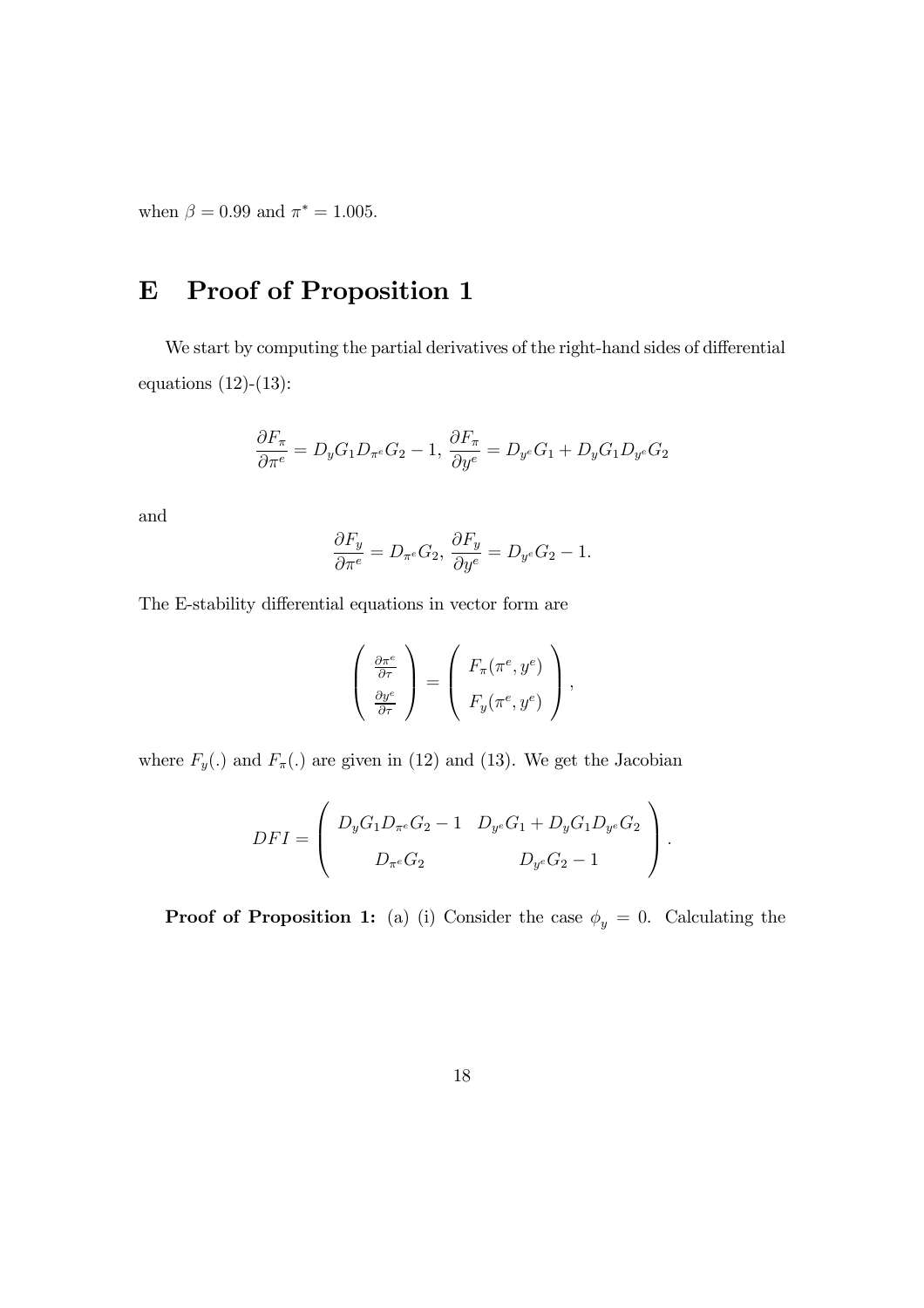when $\beta = 0.99$ and $\pi^* = 1.005$.

# E Proof of Proposition 1

We start by computing the partial derivatives of the right-hand sides of differential equations (12)-(13):

$$\frac{\partial F_\pi}{\partial \pi^e} = D_y G_1 D_{\pi^e} G_2 - 1,\ \frac{\partial F_\pi}{\partial y^e} = D_{y^e} G_1 + D_y G_1 D_{y^e} G_2$$

and

$$\frac{\partial F_y}{\partial \pi^e} = D_{\pi^e} G_2,\ \frac{\partial F_y}{\partial y^e} = D_{y^e} G_2 - 1.$$

The E-stability differential equations in vector form are

$$\begin{pmatrix} \frac{\partial \pi^e}{\partial \tau} \\ \frac{\partial y^e}{\partial \tau} \end{pmatrix} = \begin{pmatrix} F_\pi(\pi^e, y^e) \\ F_y(\pi^e, y^e) \end{pmatrix},$$

where $F_y(.)$ and $F_\pi(.)$ are given in (12) and (13). We get the Jacobian

$$DFI = \begin{pmatrix} D_y G_1 D_{\pi^e} G_2 - 1 & D_{y^e} G_1 + D_y G_1 D_{y^e} G_2 \\ D_{\pi^e} G_2 & D_{y^e} G_2 - 1 \end{pmatrix}.$$

**Proof of Proposition 1:** (a) (i) Consider the case $\phi_y = 0$. Calculating the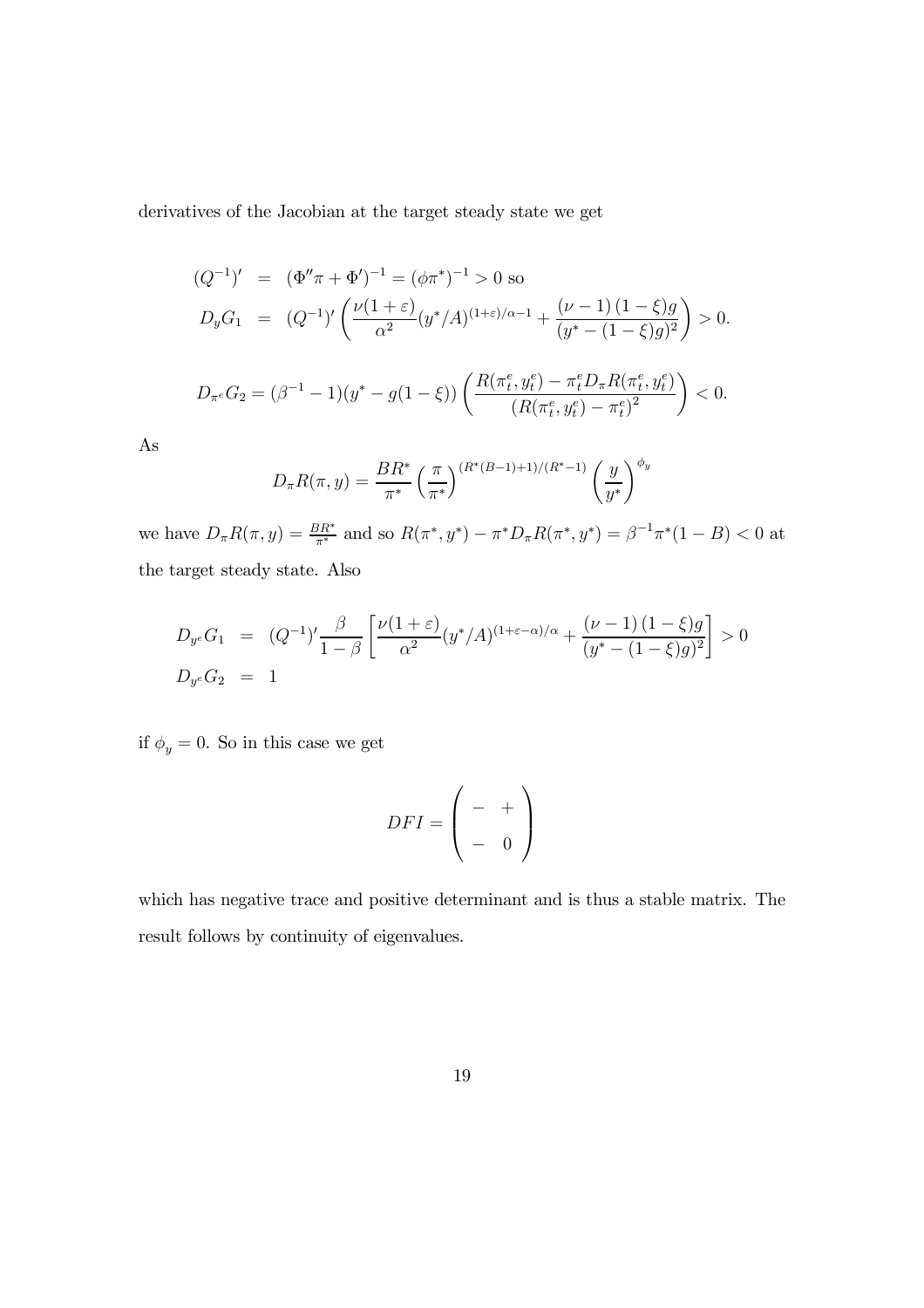derivatives of the Jacobian at the target steady state we get

$$
\begin{aligned}
(Q^{-1})' &= (\Phi''\pi + \Phi')^{-1} = (\phi\pi^*)^{-1} > 0 \text{ so} \\
D_y G_1 &= (Q^{-1})' \left( \frac{\nu(1+\varepsilon)}{\alpha^2}(y^*/A)^{(1+\varepsilon)/\alpha - 1} + \frac{(\nu-1)(1-\xi)g}{(y^* - (1-\xi)g)^2} \right) > 0.
\end{aligned}
$$

$$
D_{\pi^e} G_2 = (\beta^{-1} - 1)(y^* - g(1-\xi)) \left( \frac{R(\pi_t^e, y_t^e) - \pi_t^e D_\pi R(\pi_t^e, y_t^e)}{(R(\pi_t^e, y_t^e) - \pi_t^e)^2} \right) < 0.
$$

As

$$
D_\pi R(\pi, y) = \frac{BR^*}{\pi^*} \left( \frac{\pi}{\pi^*} \right)^{(R^*(B-1)+1)/(R^*-1)} \left( \frac{y}{y^*} \right)^{\phi_y}
$$

we have $D_\pi R(\pi, y) = \frac{BR^*}{\pi^*}$ and so $R(\pi^*, y^*) - \pi^* D_\pi R(\pi^*, y^*) = \beta^{-1}\pi^*(1-B) < 0$ at the target steady state. Also

$$
\begin{aligned}
D_{y^e} G_1 &= (Q^{-1})' \frac{\beta}{1-\beta} \left[ \frac{\nu(1+\varepsilon)}{\alpha^2}(y^*/A)^{(1+\varepsilon-\alpha)/\alpha} + \frac{(\nu-1)(1-\xi)g}{(y^* - (1-\xi)g)^2} \right] > 0 \\
D_{y^e} G_2 &= 1
\end{aligned}
$$

if $\phi_y = 0$. So in this case we get

$$
DFI = \begin{pmatrix} - & + \\ - & 0 \end{pmatrix}
$$

which has negative trace and positive determinant and is thus a stable matrix. The result follows by continuity of eigenvalues.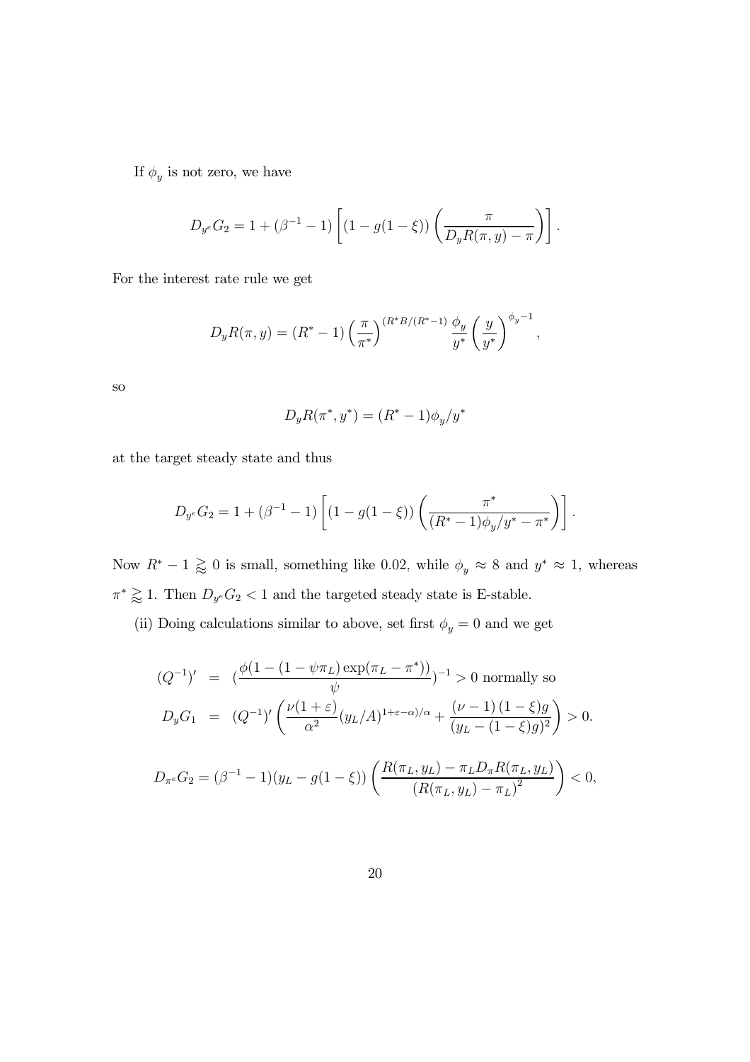If $\phi_y$ is not zero, we have

$$D_{y^e}G_2 = 1 + (\beta^{-1} - 1)\left[(1 - g(1-\xi))\left(\frac{\pi}{D_y R(\pi, y) - \pi}\right)\right].$$

For the interest rate rule we get

$$D_y R(\pi, y) = (R^* - 1)\left(\frac{\pi}{\pi^*}\right)^{(R^* B/(R^*-1)}\frac{\phi_y}{y^*}\left(\frac{y}{y^*}\right)^{\phi_y - 1},$$

so

$$D_y R(\pi^*, y^*) = (R^* - 1)\phi_y / y^*$$

at the target steady state and thus

$$D_{y^e}G_2 = 1 + (\beta^{-1} - 1)\left[(1 - g(1-\xi))\left(\frac{\pi^*}{(R^* - 1)\phi_y / y^* - \pi^*}\right)\right].$$

Now $R^* - 1 \gtrapprox 0$ is small, something like 0.02, while $\phi_y \approx 8$ and $y^* \approx 1$, whereas $\pi^* \gtrapprox 1$. Then $D_{y^e}G_2 < 1$ and the targeted steady state is E-stable.

(ii) Doing calculations similar to above, set first $\phi_y = 0$ and we get

$$\begin{aligned}
(Q^{-1})' &= \left(\frac{\phi(1 - (1 - \psi \pi_L)\exp(\pi_L - \pi^*))}{\psi}\right)^{-1} > 0 \text{ normally so} \\
D_y G_1 &= (Q^{-1})'\left(\frac{\nu(1+\varepsilon)}{\alpha^2}(y_L/A)^{1+\varepsilon-\alpha)/\alpha} + \frac{(\nu - 1)(1-\xi)g}{(y_L - (1-\xi)g)^2}\right) > 0.
\end{aligned}$$

$$D_{\pi^e}G_2 = (\beta^{-1} - 1)(y_L - g(1-\xi))\left(\frac{R(\pi_L, y_L) - \pi_L D_\pi R(\pi_L, y_L)}{(R(\pi_L, y_L) - \pi_L)^2}\right) < 0,$$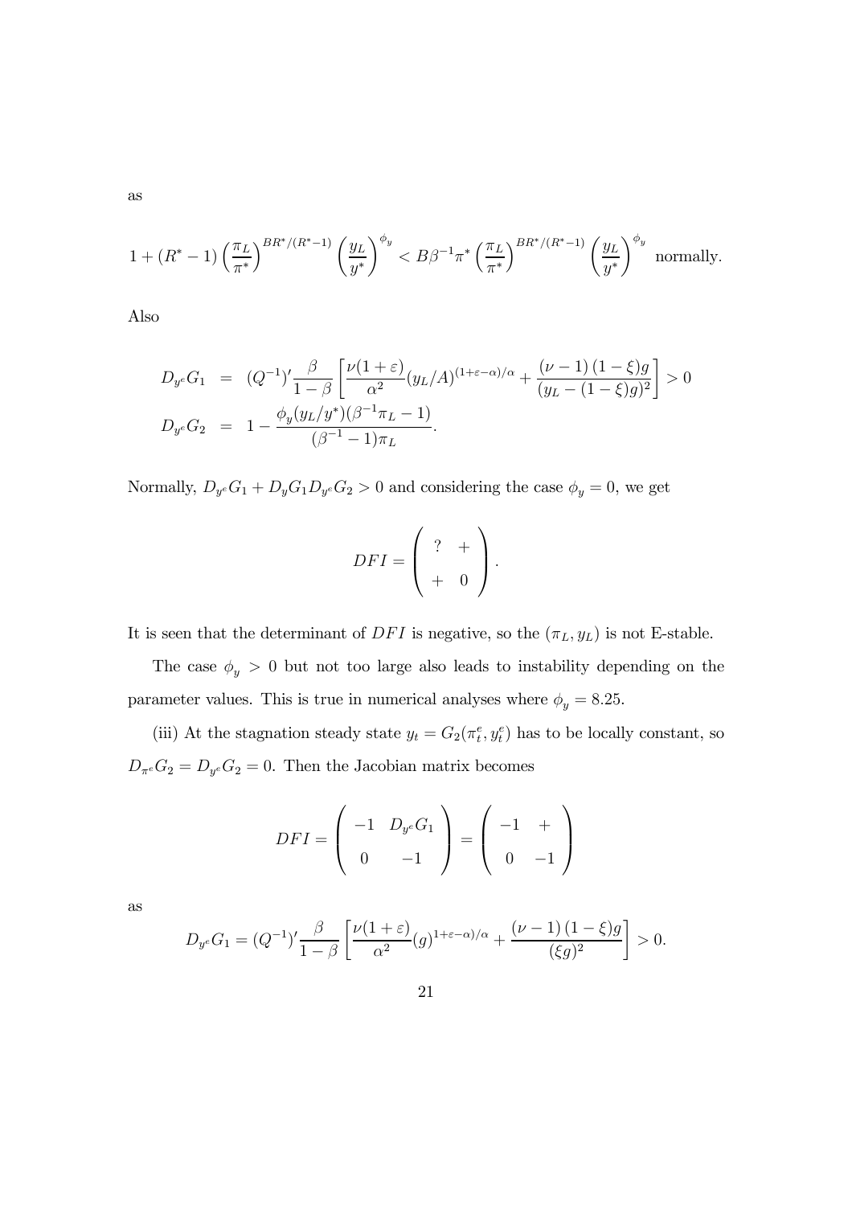as

$$1 + (R^* - 1)\left(\frac{\pi_L}{\pi^*}\right)^{BR^*/(R^*-1)}\left(\frac{y_L}{y^*}\right)^{\phi_y} < B\beta^{-1}\pi^*\left(\frac{\pi_L}{\pi^*}\right)^{BR^*/(R^*-1)}\left(\frac{y_L}{y^*}\right)^{\phi_y} \text{ normally.}$$

Also

$$\begin{aligned}
D_{y^e}G_1 &= (Q^{-1})'\frac{\beta}{1-\beta}\left[\frac{\nu(1+\varepsilon)}{\alpha^2}(y_L/A)^{(1+\varepsilon-\alpha)/\alpha} + \frac{(\nu-1)(1-\xi)g}{(y_L-(1-\xi)g)^2}\right] > 0 \\
D_{y^e}G_2 &= 1 - \frac{\phi_y(y_L/y^*)(\beta^{-1}\pi_L - 1)}{(\beta^{-1}-1)\pi_L}.
\end{aligned}$$

Normally, $D_{y^e}G_1 + D_yG_1D_{y^e}G_2 > 0$ and considering the case $\phi_y = 0$, we get

$$DFI = \begin{pmatrix} ? & + \\ + & 0 \end{pmatrix}.$$

It is seen that the determinant of $DFI$ is negative, so the $(\pi_L, y_L)$ is not E-stable.

The case $\phi_y > 0$ but not too large also leads to instability depending on the parameter values. This is true in numerical analyses where $\phi_y = 8.25$.

(iii) At the stagnation steady state $y_t = G_2(\pi_t^e, y_t^e)$ has to be locally constant, so $D_{\pi^e}G_2 = D_{y^e}G_2 = 0$. Then the Jacobian matrix becomes

$$DFI = \begin{pmatrix} -1 & D_{y^e}G_1 \\ 0 & -1 \end{pmatrix} = \begin{pmatrix} -1 & + \\ 0 & -1 \end{pmatrix}$$

as

$$D_{y^e}G_1 = (Q^{-1})'\frac{\beta}{1-\beta}\left[\frac{\nu(1+\varepsilon)}{\alpha^2}(g)^{1+\varepsilon-\alpha)/\alpha} + \frac{(\nu-1)(1-\xi)g}{(\xi g)^2}\right] > 0.$$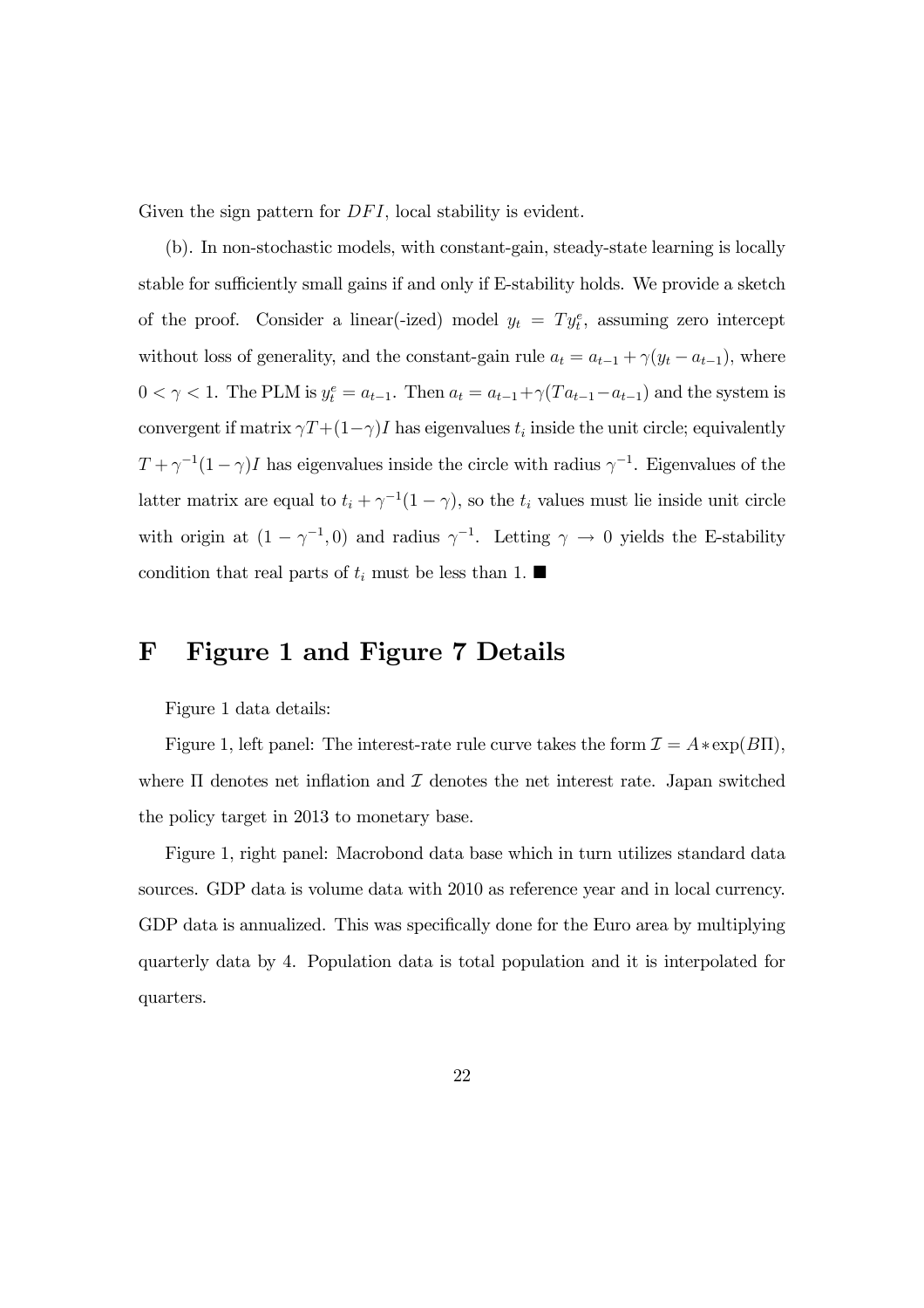Given the sign pattern for $DFI$, local stability is evident.

(b). In non-stochastic models, with constant-gain, steady-state learning is locally stable for sufficiently small gains if and only if E-stability holds. We provide a sketch of the proof. Consider a linear(-ized) model $y_t = Ty_t^e$, assuming zero intercept without loss of generality, and the constant-gain rule $a_t = a_{t-1} + \gamma(y_t - a_{t-1})$, where $0 < \gamma < 1$. The PLM is $y_t^e = a_{t-1}$. Then $a_t = a_{t-1} + \gamma(Ta_{t-1} - a_{t-1})$ and the system is convergent if matrix $\gamma T + (1-\gamma)I$ has eigenvalues $t_i$ inside the unit circle; equivalently $T + \gamma^{-1}(1-\gamma)I$ has eigenvalues inside the circle with radius $\gamma^{-1}$. Eigenvalues of the latter matrix are equal to $t_i + \gamma^{-1}(1-\gamma)$, so the $t_i$ values must lie inside unit circle with origin at $(1 - \gamma^{-1}, 0)$ and radius $\gamma^{-1}$. Letting $\gamma \to 0$ yields the E-stability condition that real parts of $t_i$ must be less than 1. ■

# F Figure 1 and Figure 7 Details

Figure 1 data details:

Figure 1, left panel: The interest-rate rule curve takes the form $\mathcal{I} = A * \exp(B\Pi)$, where $\Pi$ denotes net inflation and $\mathcal{I}$ denotes the net interest rate. Japan switched the policy target in 2013 to monetary base.

Figure 1, right panel: Macrobond data base which in turn utilizes standard data sources. GDP data is volume data with 2010 as reference year and in local currency. GDP data is annualized. This was specifically done for the Euro area by multiplying quarterly data by 4. Population data is total population and it is interpolated for quarters.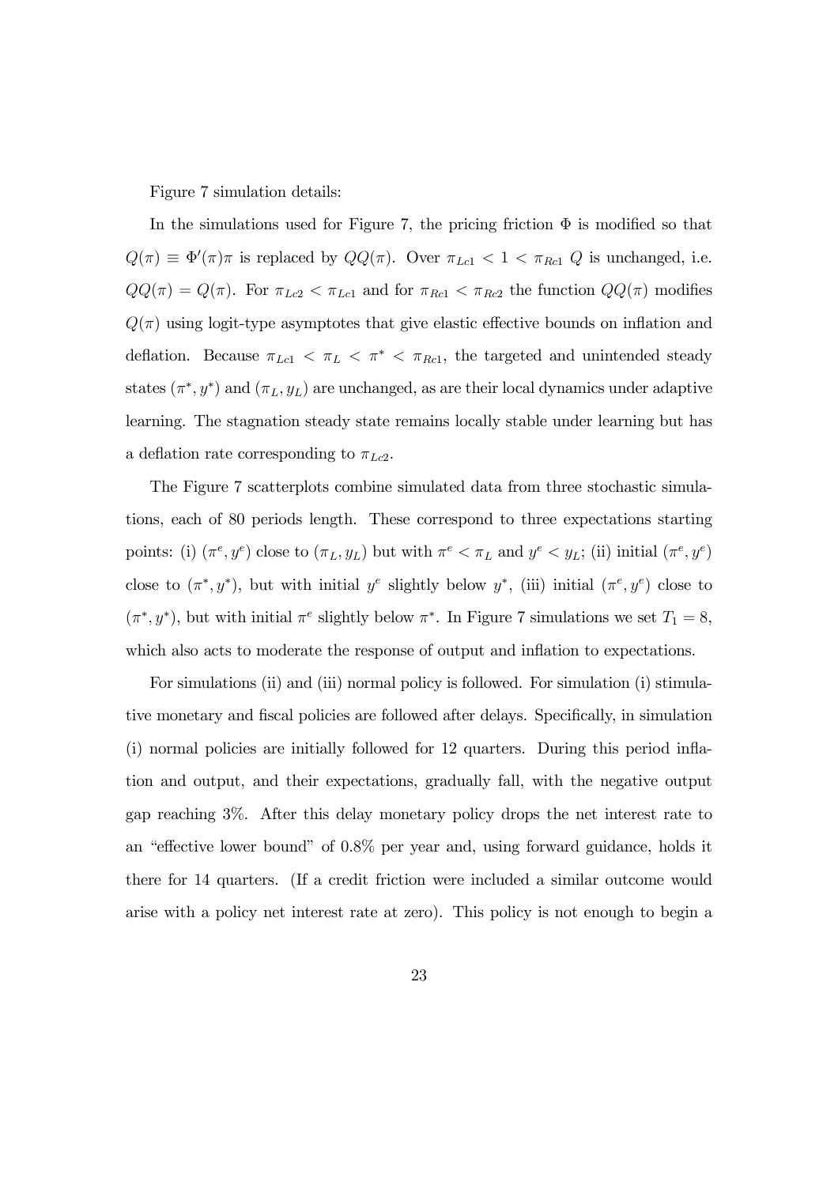Figure 7 simulation details:

In the simulations used for Figure 7, the pricing friction $\Phi$ is modified so that $Q(\pi) \equiv \Phi'(\pi)\pi$ is replaced by $QQ(\pi)$. Over $\pi_{Lc1} < 1 < \pi_{Rc1}$ $Q$ is unchanged, i.e. $QQ(\pi) = Q(\pi)$. For $\pi_{Lc2} < \pi_{Lc1}$ and for $\pi_{Rc1} < \pi_{Rc2}$ the function $QQ(\pi)$ modifies $Q(\pi)$ using logit-type asymptotes that give elastic effective bounds on inflation and deflation. Because $\pi_{Lc1} < \pi_L < \pi^* < \pi_{Rc1}$, the targeted and unintended steady states $(\pi^*, y^*)$ and $(\pi_L, y_L)$ are unchanged, as are their local dynamics under adaptive learning. The stagnation steady state remains locally stable under learning but has a deflation rate corresponding to $\pi_{Lc2}$.

The Figure 7 scatterplots combine simulated data from three stochastic simulations, each of 80 periods length. These correspond to three expectations starting points: (i) $(\pi^e, y^e)$ close to $(\pi_L, y_L)$ but with $\pi^e < \pi_L$ and $y^e < y_L$; (ii) initial $(\pi^e, y^e)$ close to $(\pi^*, y^*)$, but with initial $y^e$ slightly below $y^*$, (iii) initial $(\pi^e, y^e)$ close to $(\pi^*, y^*)$, but with initial $\pi^e$ slightly below $\pi^*$. In Figure 7 simulations we set $T_1 = 8$, which also acts to moderate the response of output and inflation to expectations.

For simulations (ii) and (iii) normal policy is followed. For simulation (i) stimulative monetary and fiscal policies are followed after delays. Specifically, in simulation (i) normal policies are initially followed for 12 quarters. During this period inflation and output, and their expectations, gradually fall, with the negative output gap reaching 3%. After this delay monetary policy drops the net interest rate to an "effective lower bound" of 0.8% per year and, using forward guidance, holds it there for 14 quarters. (If a credit friction were included a similar outcome would arise with a policy net interest rate at zero). This policy is not enough to begin a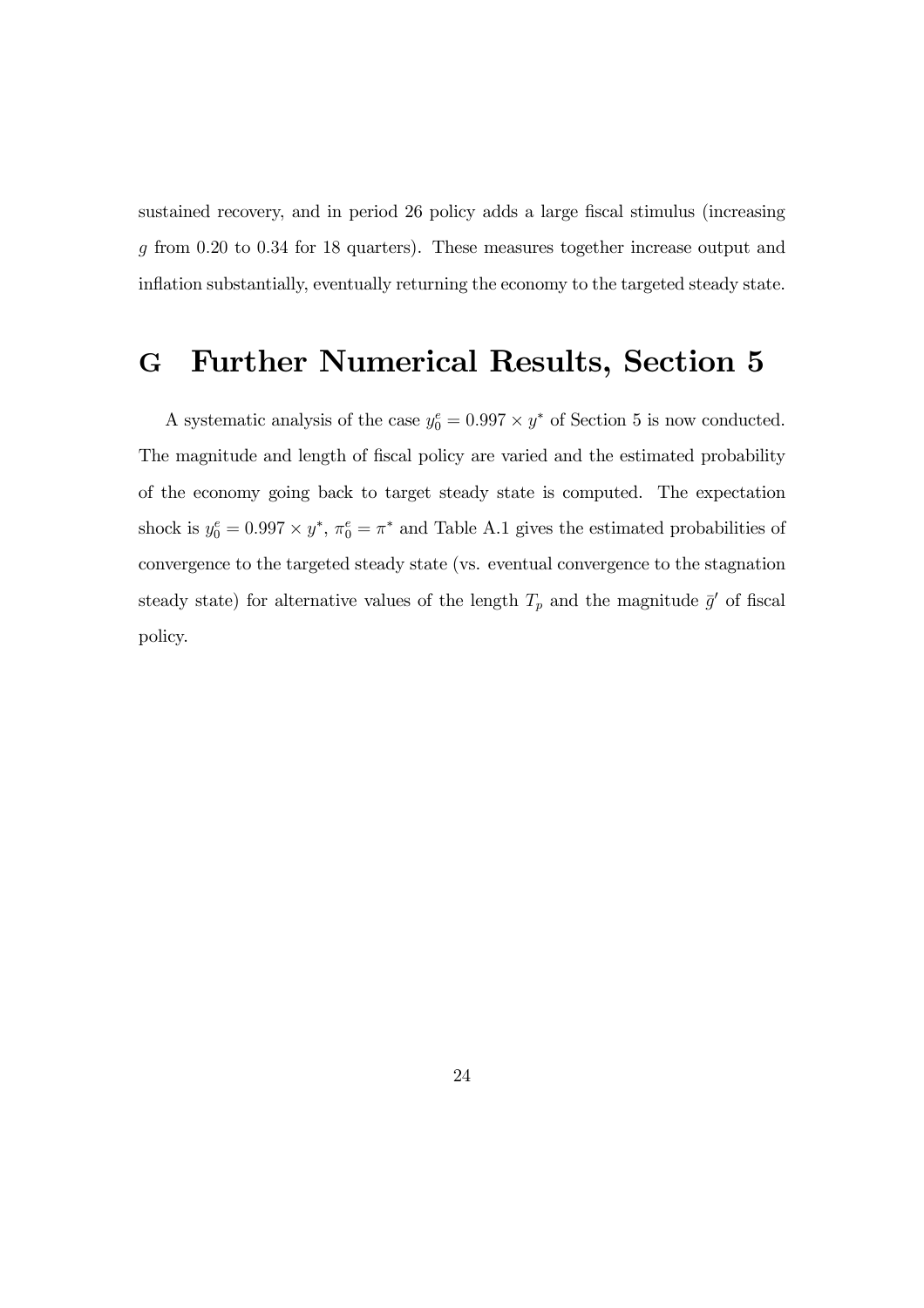sustained recovery, and in period 26 policy adds a large fiscal stimulus (increasing $g$ from 0.20 to 0.34 for 18 quarters). These measures together increase output and inflation substantially, eventually returning the economy to the targeted steady state.

# G Further Numerical Results, Section 5

A systematic analysis of the case $y_0^e = 0.997 \times y^*$ of Section 5 is now conducted. The magnitude and length of fiscal policy are varied and the estimated probability of the economy going back to target steady state is computed. The expectation shock is $y_0^e = 0.997 \times y^*$, $\pi_0^e = \pi^*$ and Table A.1 gives the estimated probabilities of convergence to the targeted steady state (vs. eventual convergence to the stagnation steady state) for alternative values of the length $T_p$ and the magnitude $\bar{g}'$ of fiscal policy.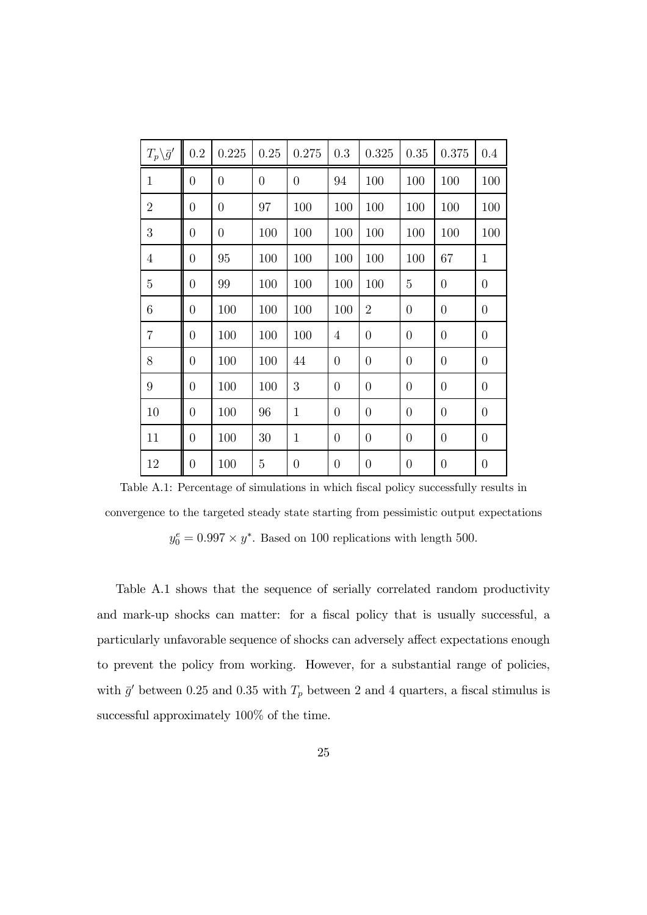| $T_p \backslash \bar{g}'$ | 0.2 | 0.225 | 0.25 | 0.275 | 0.3 | 0.325 | 0.35 | 0.375 | 0.4 |
|---|---|---|---|---|---|---|---|---|---|
| 1 | 0 | 0 | 0 | 0 | 94 | 100 | 100 | 100 | 100 |
| 2 | 0 | 0 | 97 | 100 | 100 | 100 | 100 | 100 | 100 |
| 3 | 0 | 0 | 100 | 100 | 100 | 100 | 100 | 100 | 100 |
| 4 | 0 | 95 | 100 | 100 | 100 | 100 | 100 | 67 | 1 |
| 5 | 0 | 99 | 100 | 100 | 100 | 100 | 5 | 0 | 0 |
| 6 | 0 | 100 | 100 | 100 | 100 | 2 | 0 | 0 | 0 |
| 7 | 0 | 100 | 100 | 100 | 4 | 0 | 0 | 0 | 0 |
| 8 | 0 | 100 | 100 | 44 | 0 | 0 | 0 | 0 | 0 |
| 9 | 0 | 100 | 100 | 3 | 0 | 0 | 0 | 0 | 0 |
| 10 | 0 | 100 | 96 | 1 | 0 | 0 | 0 | 0 | 0 |
| 11 | 0 | 100 | 30 | 1 | 0 | 0 | 0 | 0 | 0 |
| 12 | 0 | 100 | 5 | 0 | 0 | 0 | 0 | 0 | 0 |

Table A.1: Percentage of simulations in which fiscal policy successfully results in convergence to the targeted steady state starting from pessimistic output expectations $y_0^e = 0.997 \times y^*$. Based on 100 replications with length 500.

Table A.1 shows that the sequence of serially correlated random productivity and mark-up shocks can matter: for a fiscal policy that is usually successful, a particularly unfavorable sequence of shocks can adversely affect expectations enough to prevent the policy from working. However, for a substantial range of policies, with $\bar{g}'$ between 0.25 and 0.35 with $T_p$ between 2 and 4 quarters, a fiscal stimulus is successful approximately 100% of the time.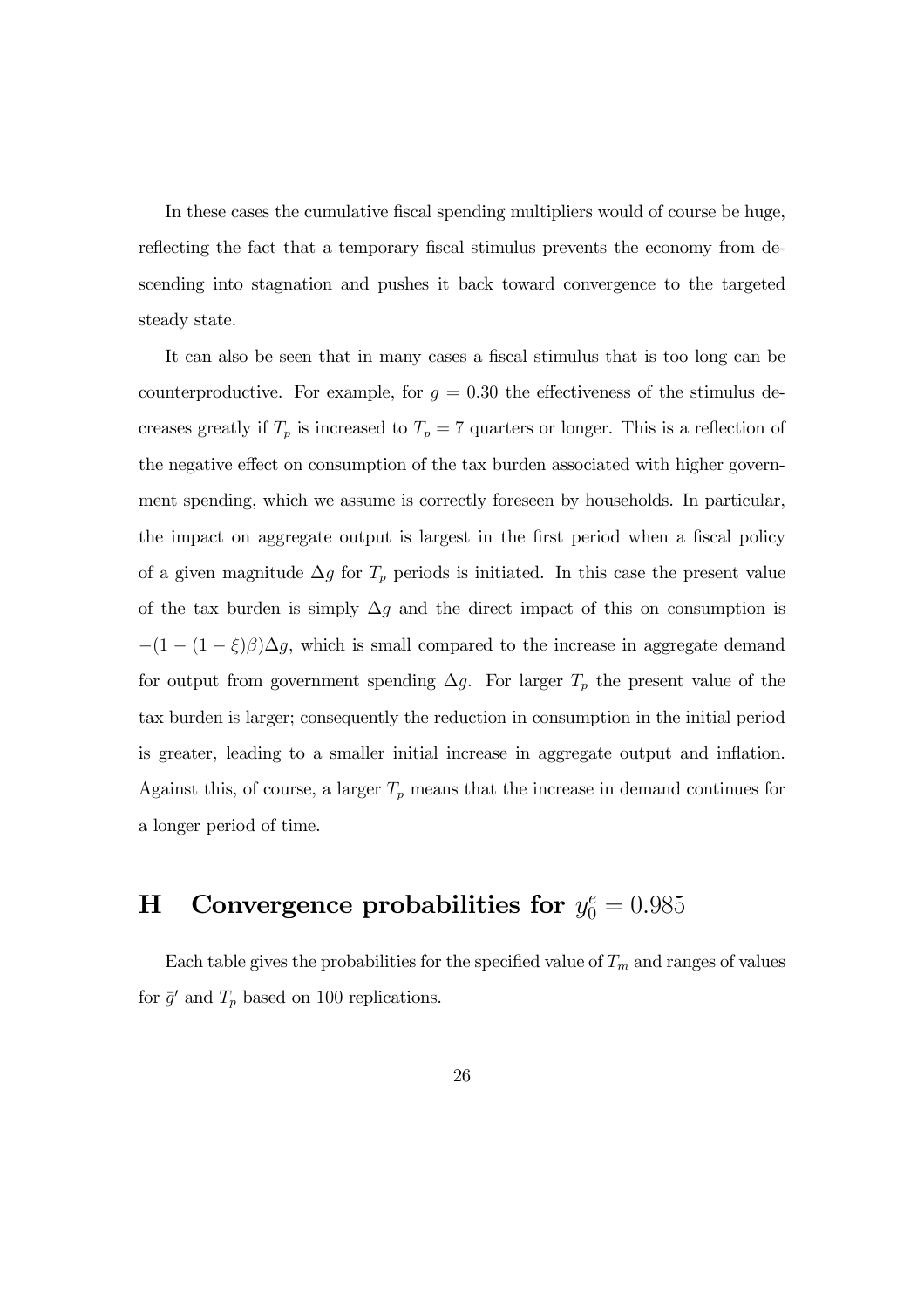In these cases the cumulative fiscal spending multipliers would of course be huge, reflecting the fact that a temporary fiscal stimulus prevents the economy from descending into stagnation and pushes it back toward convergence to the targeted steady state.

It can also be seen that in many cases a fiscal stimulus that is too long can be counterproductive. For example, for $g = 0.30$ the effectiveness of the stimulus decreases greatly if $T_p$ is increased to $T_p = 7$ quarters or longer. This is a reflection of the negative effect on consumption of the tax burden associated with higher government spending, which we assume is correctly foreseen by households. In particular, the impact on aggregate output is largest in the first period when a fiscal policy of a given magnitude $\Delta g$ for $T_p$ periods is initiated. In this case the present value of the tax burden is simply $\Delta g$ and the direct impact of this on consumption is $-(1-(1-\xi)\beta)\Delta g$, which is small compared to the increase in aggregate demand for output from government spending $\Delta g$. For larger $T_p$ the present value of the tax burden is larger; consequently the reduction in consumption in the initial period is greater, leading to a smaller initial increase in aggregate output and inflation. Against this, of course, a larger $T_p$ means that the increase in demand continues for a longer period of time.

# H Convergence probabilities for $y_0^e = 0.985$

Each table gives the probabilities for the specified value of $T_m$ and ranges of values for $\bar{g}'$ and $T_p$ based on 100 replications.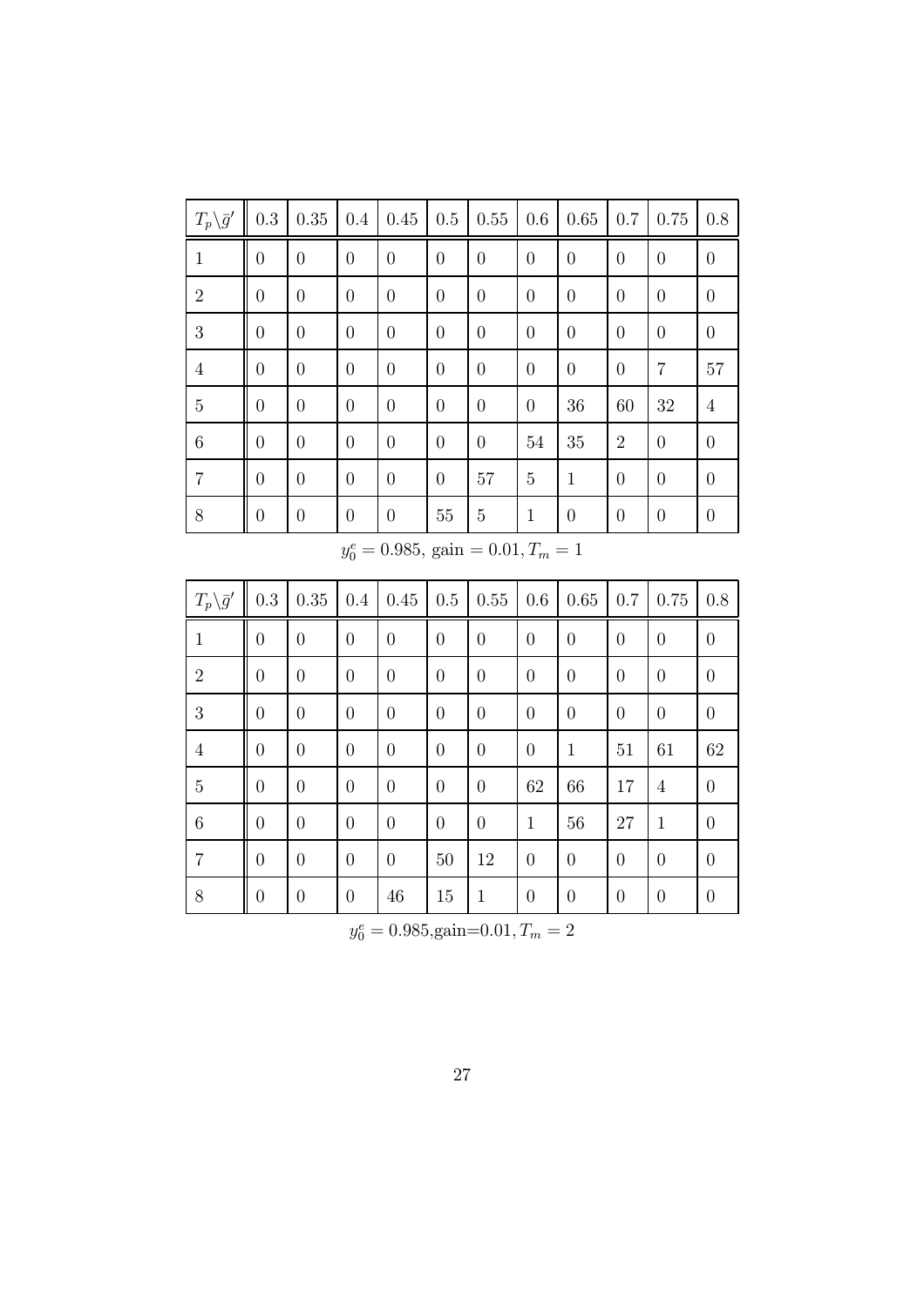| $T_p \backslash \bar{g}'$ | 0.3 | 0.35 | 0.4 | 0.45 | 0.5 | 0.55 | 0.6 | 0.65 | 0.7 | 0.75 | 0.8 |
|---|---|---|---|---|---|---|---|---|---|---|---|
| 1 | 0 | 0 | 0 | 0 | 0 | 0 | 0 | 0 | 0 | 0 | 0 |
| 2 | 0 | 0 | 0 | 0 | 0 | 0 | 0 | 0 | 0 | 0 | 0 |
| 3 | 0 | 0 | 0 | 0 | 0 | 0 | 0 | 0 | 0 | 0 | 0 |
| 4 | 0 | 0 | 0 | 0 | 0 | 0 | 0 | 0 | 0 | 7 | 57 |
| 5 | 0 | 0 | 0 | 0 | 0 | 0 | 0 | 36 | 60 | 32 | 4 |
| 6 | 0 | 0 | 0 | 0 | 0 | 0 | 54 | 35 | 2 | 0 | 0 |
| 7 | 0 | 0 | 0 | 0 | 0 | 57 | 5 | 1 | 0 | 0 | 0 |
| 8 | 0 | 0 | 0 | 0 | 55 | 5 | 1 | 0 | 0 | 0 | 0 |

$y_0^e = 0.985$, gain $= 0.01, T_m = 1$

| $T_p \backslash \bar{g}'$ | 0.3 | 0.35 | 0.4 | 0.45 | 0.5 | 0.55 | 0.6 | 0.65 | 0.7 | 0.75 | 0.8 |
|---|---|---|---|---|---|---|---|---|---|---|---|
| 1 | 0 | 0 | 0 | 0 | 0 | 0 | 0 | 0 | 0 | 0 | 0 |
| 2 | 0 | 0 | 0 | 0 | 0 | 0 | 0 | 0 | 0 | 0 | 0 |
| 3 | 0 | 0 | 0 | 0 | 0 | 0 | 0 | 0 | 0 | 0 | 0 |
| 4 | 0 | 0 | 0 | 0 | 0 | 0 | 0 | 1 | 51 | 61 | 62 |
| 5 | 0 | 0 | 0 | 0 | 0 | 0 | 62 | 66 | 17 | 4 | 0 |
| 6 | 0 | 0 | 0 | 0 | 0 | 0 | 1 | 56 | 27 | 1 | 0 |
| 7 | 0 | 0 | 0 | 0 | 50 | 12 | 0 | 0 | 0 | 0 | 0 |
| 8 | 0 | 0 | 0 | 46 | 15 | 1 | 0 | 0 | 0 | 0 | 0 |

$y_0^e = 0.985$,gain=0.01, $T_m = 2$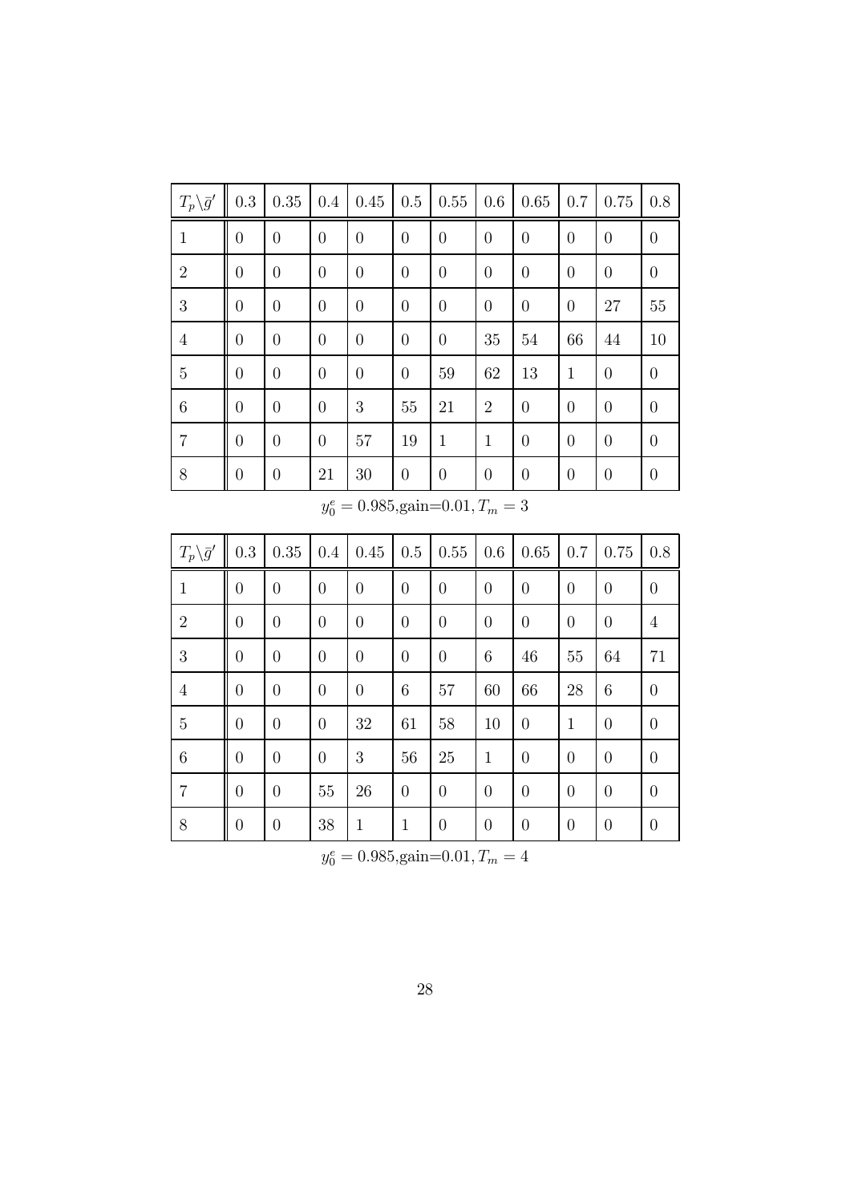| $T_p \backslash \bar{g}'$ | 0.3 | 0.35 | 0.4 | 0.45 | 0.5 | 0.55 | 0.6 | 0.65 | 0.7 | 0.75 | 0.8 |
|---|---|---|---|---|---|---|---|---|---|---|---|
| 1 | 0 | 0 | 0 | 0 | 0 | 0 | 0 | 0 | 0 | 0 | 0 |
| 2 | 0 | 0 | 0 | 0 | 0 | 0 | 0 | 0 | 0 | 0 | 0 |
| 3 | 0 | 0 | 0 | 0 | 0 | 0 | 0 | 0 | 0 | 27 | 55 |
| 4 | 0 | 0 | 0 | 0 | 0 | 0 | 35 | 54 | 66 | 44 | 10 |
| 5 | 0 | 0 | 0 | 0 | 0 | 59 | 62 | 13 | 1 | 0 | 0 |
| 6 | 0 | 0 | 0 | 3 | 55 | 21 | 2 | 0 | 0 | 0 | 0 |
| 7 | 0 | 0 | 0 | 57 | 19 | 1 | 1 | 0 | 0 | 0 | 0 |
| 8 | 0 | 0 | 21 | 30 | 0 | 0 | 0 | 0 | 0 | 0 | 0 |

$y_0^e = 0.985$,gain=0.01, $T_m = 3$

| $T_p \backslash \bar{g}'$ | 0.3 | 0.35 | 0.4 | 0.45 | 0.5 | 0.55 | 0.6 | 0.65 | 0.7 | 0.75 | 0.8 |
|---|---|---|---|---|---|---|---|---|---|---|---|
| 1 | 0 | 0 | 0 | 0 | 0 | 0 | 0 | 0 | 0 | 0 | 0 |
| 2 | 0 | 0 | 0 | 0 | 0 | 0 | 0 | 0 | 0 | 0 | 4 |
| 3 | 0 | 0 | 0 | 0 | 0 | 0 | 6 | 46 | 55 | 64 | 71 |
| 4 | 0 | 0 | 0 | 0 | 6 | 57 | 60 | 66 | 28 | 6 | 0 |
| 5 | 0 | 0 | 0 | 32 | 61 | 58 | 10 | 0 | 1 | 0 | 0 |
| 6 | 0 | 0 | 0 | 3 | 56 | 25 | 1 | 0 | 0 | 0 | 0 |
| 7 | 0 | 0 | 55 | 26 | 0 | 0 | 0 | 0 | 0 | 0 | 0 |
| 8 | 0 | 0 | 38 | 1 | 1 | 0 | 0 | 0 | 0 | 0 | 0 |

$y_0^e = 0.985$,gain=0.01, $T_m = 4$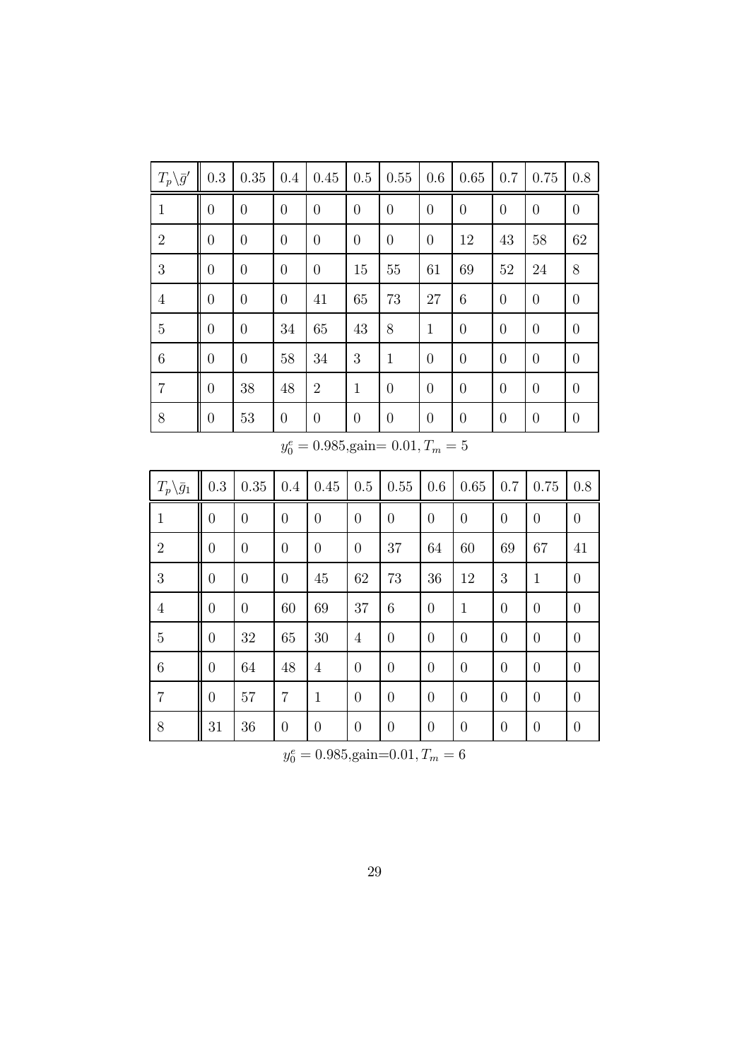| $T_p \backslash \bar{g}'$ | 0.3 | 0.35 | 0.4 | 0.45 | 0.5 | 0.55 | 0.6 | 0.65 | 0.7 | 0.75 | 0.8 |
|---|---|---|---|---|---|---|---|---|---|---|---|
| 1 | 0 | 0 | 0 | 0 | 0 | 0 | 0 | 0 | 0 | 0 | 0 |
| 2 | 0 | 0 | 0 | 0 | 0 | 0 | 0 | 12 | 43 | 58 | 62 |
| 3 | 0 | 0 | 0 | 0 | 15 | 55 | 61 | 69 | 52 | 24 | 8 |
| 4 | 0 | 0 | 0 | 41 | 65 | 73 | 27 | 6 | 0 | 0 | 0 |
| 5 | 0 | 0 | 34 | 65 | 43 | 8 | 1 | 0 | 0 | 0 | 0 |
| 6 | 0 | 0 | 58 | 34 | 3 | 1 | 0 | 0 | 0 | 0 | 0 |
| 7 | 0 | 38 | 48 | 2 | 1 | 0 | 0 | 0 | 0 | 0 | 0 |
| 8 | 0 | 53 | 0 | 0 | 0 | 0 | 0 | 0 | 0 | 0 | 0 |

$y_0^e = 0.985$,gain= $0.01, T_m = 5$

| $T_p \backslash \bar{g}_1$ | 0.3 | 0.35 | 0.4 | 0.45 | 0.5 | 0.55 | 0.6 | 0.65 | 0.7 | 0.75 | 0.8 |
|---|---|---|---|---|---|---|---|---|---|---|---|
| 1 | 0 | 0 | 0 | 0 | 0 | 0 | 0 | 0 | 0 | 0 | 0 |
| 2 | 0 | 0 | 0 | 0 | 0 | 37 | 64 | 60 | 69 | 67 | 41 |
| 3 | 0 | 0 | 0 | 45 | 62 | 73 | 36 | 12 | 3 | 1 | 0 |
| 4 | 0 | 0 | 60 | 69 | 37 | 6 | 0 | 1 | 0 | 0 | 0 |
| 5 | 0 | 32 | 65 | 30 | 4 | 0 | 0 | 0 | 0 | 0 | 0 |
| 6 | 0 | 64 | 48 | 4 | 0 | 0 | 0 | 0 | 0 | 0 | 0 |
| 7 | 0 | 57 | 7 | 1 | 0 | 0 | 0 | 0 | 0 | 0 | 0 |
| 8 | 31 | 36 | 0 | 0 | 0 | 0 | 0 | 0 | 0 | 0 | 0 |

$y_0^e = 0.985$,gain=$0.01, T_m = 6$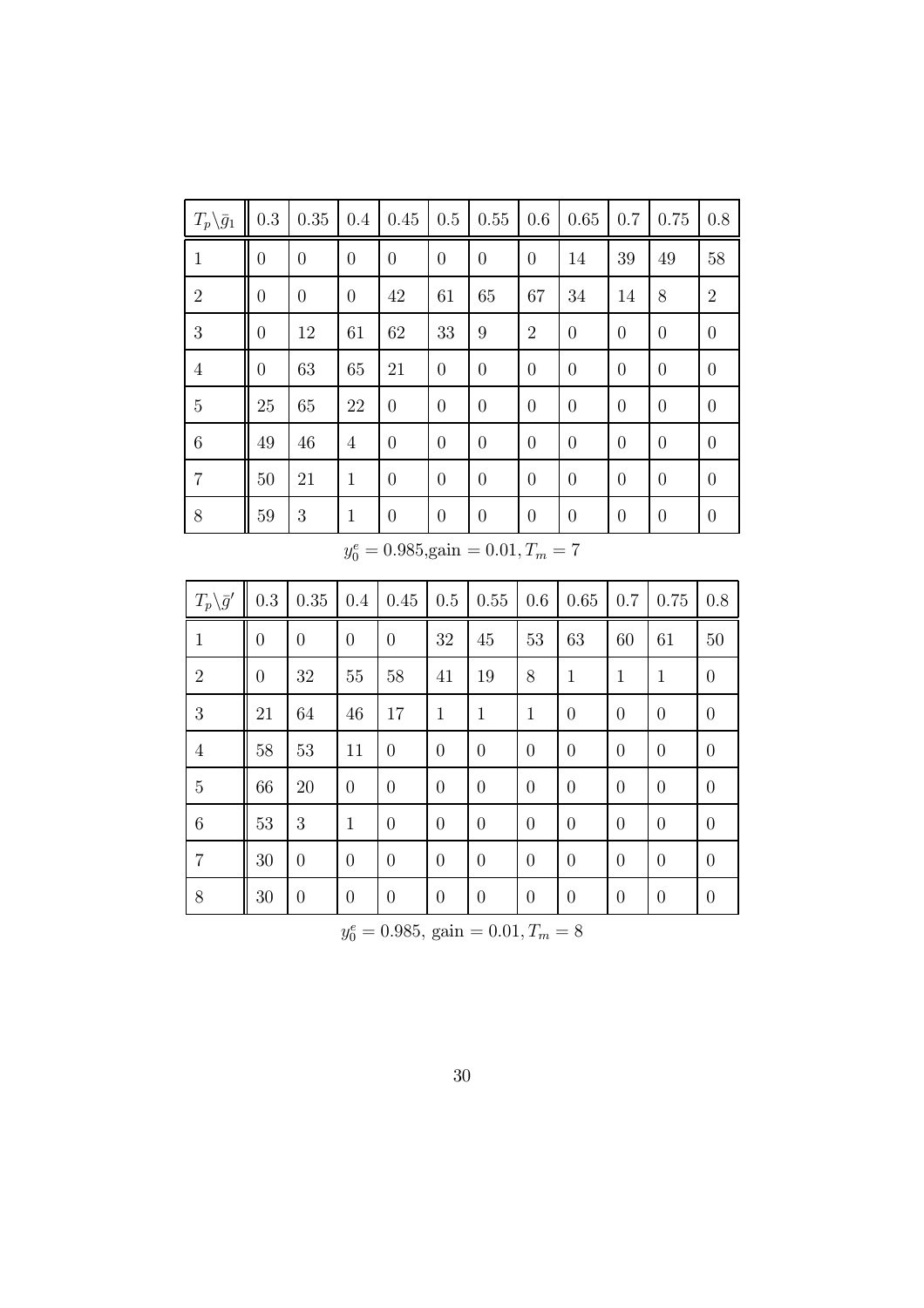| $T_p\backslash\bar{g}_1$ | 0.3 | 0.35 | 0.4 | 0.45 | 0.5 | 0.55 | 0.6 | 0.65 | 0.7 | 0.75 | 0.8 |
|---|---|---|---|---|---|---|---|---|---|---|---|
| 1 | 0 | 0 | 0 | 0 | 0 | 0 | 0 | 14 | 39 | 49 | 58 |
| 2 | 0 | 0 | 0 | 42 | 61 | 65 | 67 | 34 | 14 | 8 | 2 |
| 3 | 0 | 12 | 61 | 62 | 33 | 9 | 2 | 0 | 0 | 0 | 0 |
| 4 | 0 | 63 | 65 | 21 | 0 | 0 | 0 | 0 | 0 | 0 | 0 |
| 5 | 25 | 65 | 22 | 0 | 0 | 0 | 0 | 0 | 0 | 0 | 0 |
| 6 | 49 | 46 | 4 | 0 | 0 | 0 | 0 | 0 | 0 | 0 | 0 |
| 7 | 50 | 21 | 1 | 0 | 0 | 0 | 0 | 0 | 0 | 0 | 0 |
| 8 | 59 | 3 | 1 | 0 | 0 | 0 | 0 | 0 | 0 | 0 | 0 |

$y_0^e = 0.985$,gain $= 0.01, T_m = 7$

| $T_p\backslash\bar{g}'$ | 0.3 | 0.35 | 0.4 | 0.45 | 0.5 | 0.55 | 0.6 | 0.65 | 0.7 | 0.75 | 0.8 |
|---|---|---|---|---|---|---|---|---|---|---|---|
| 1 | 0 | 0 | 0 | 0 | 32 | 45 | 53 | 63 | 60 | 61 | 50 |
| 2 | 0 | 32 | 55 | 58 | 41 | 19 | 8 | 1 | 1 | 1 | 0 |
| 3 | 21 | 64 | 46 | 17 | 1 | 1 | 1 | 0 | 0 | 0 | 0 |
| 4 | 58 | 53 | 11 | 0 | 0 | 0 | 0 | 0 | 0 | 0 | 0 |
| 5 | 66 | 20 | 0 | 0 | 0 | 0 | 0 | 0 | 0 | 0 | 0 |
| 6 | 53 | 3 | 1 | 0 | 0 | 0 | 0 | 0 | 0 | 0 | 0 |
| 7 | 30 | 0 | 0 | 0 | 0 | 0 | 0 | 0 | 0 | 0 | 0 |
| 8 | 30 | 0 | 0 | 0 | 0 | 0 | 0 | 0 | 0 | 0 | 0 |

$y_0^e = 0.985$, gain $= 0.01, T_m = 8$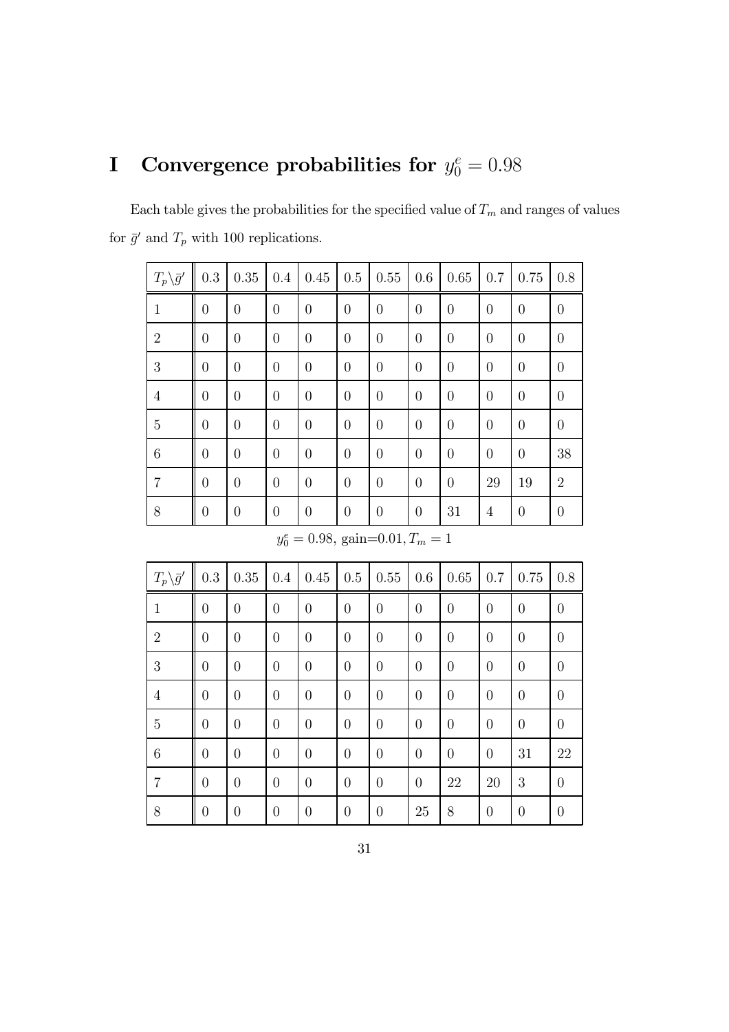# I Convergence probabilities for $y_0^e = 0.98$

Each table gives the probabilities for the specified value of $T_m$ and ranges of values for $\bar{g}'$ and $T_p$ with 100 replications.

| $T_p \backslash \bar{g}'$ | 0.3 | 0.35 | 0.4 | 0.45 | 0.5 | 0.55 | 0.6 | 0.65 | 0.7 | 0.75 | 0.8 |
|---|---|---|---|---|---|---|---|---|---|---|---|
| 1 | 0 | 0 | 0 | 0 | 0 | 0 | 0 | 0 | 0 | 0 | 0 |
| 2 | 0 | 0 | 0 | 0 | 0 | 0 | 0 | 0 | 0 | 0 | 0 |
| 3 | 0 | 0 | 0 | 0 | 0 | 0 | 0 | 0 | 0 | 0 | 0 |
| 4 | 0 | 0 | 0 | 0 | 0 | 0 | 0 | 0 | 0 | 0 | 0 |
| 5 | 0 | 0 | 0 | 0 | 0 | 0 | 0 | 0 | 0 | 0 | 0 |
| 6 | 0 | 0 | 0 | 0 | 0 | 0 | 0 | 0 | 0 | 0 | 38 |
| 7 | 0 | 0 | 0 | 0 | 0 | 0 | 0 | 0 | 29 | 19 | 2 |
| 8 | 0 | 0 | 0 | 0 | 0 | 0 | 0 | 31 | 4 | 0 | 0 |

$y_0^e = 0.98$, gain=0.01, $T_m = 1$

| $T_p \backslash \bar{g}'$ | 0.3 | 0.35 | 0.4 | 0.45 | 0.5 | 0.55 | 0.6 | 0.65 | 0.7 | 0.75 | 0.8 |
|---|---|---|---|---|---|---|---|---|---|---|---|
| 1 | 0 | 0 | 0 | 0 | 0 | 0 | 0 | 0 | 0 | 0 | 0 |
| 2 | 0 | 0 | 0 | 0 | 0 | 0 | 0 | 0 | 0 | 0 | 0 |
| 3 | 0 | 0 | 0 | 0 | 0 | 0 | 0 | 0 | 0 | 0 | 0 |
| 4 | 0 | 0 | 0 | 0 | 0 | 0 | 0 | 0 | 0 | 0 | 0 |
| 5 | 0 | 0 | 0 | 0 | 0 | 0 | 0 | 0 | 0 | 0 | 0 |
| 6 | 0 | 0 | 0 | 0 | 0 | 0 | 0 | 0 | 0 | 31 | 22 |
| 7 | 0 | 0 | 0 | 0 | 0 | 0 | 0 | 22 | 20 | 3 | 0 |
| 8 | 0 | 0 | 0 | 0 | 0 | 0 | 25 | 8 | 0 | 0 | 0 |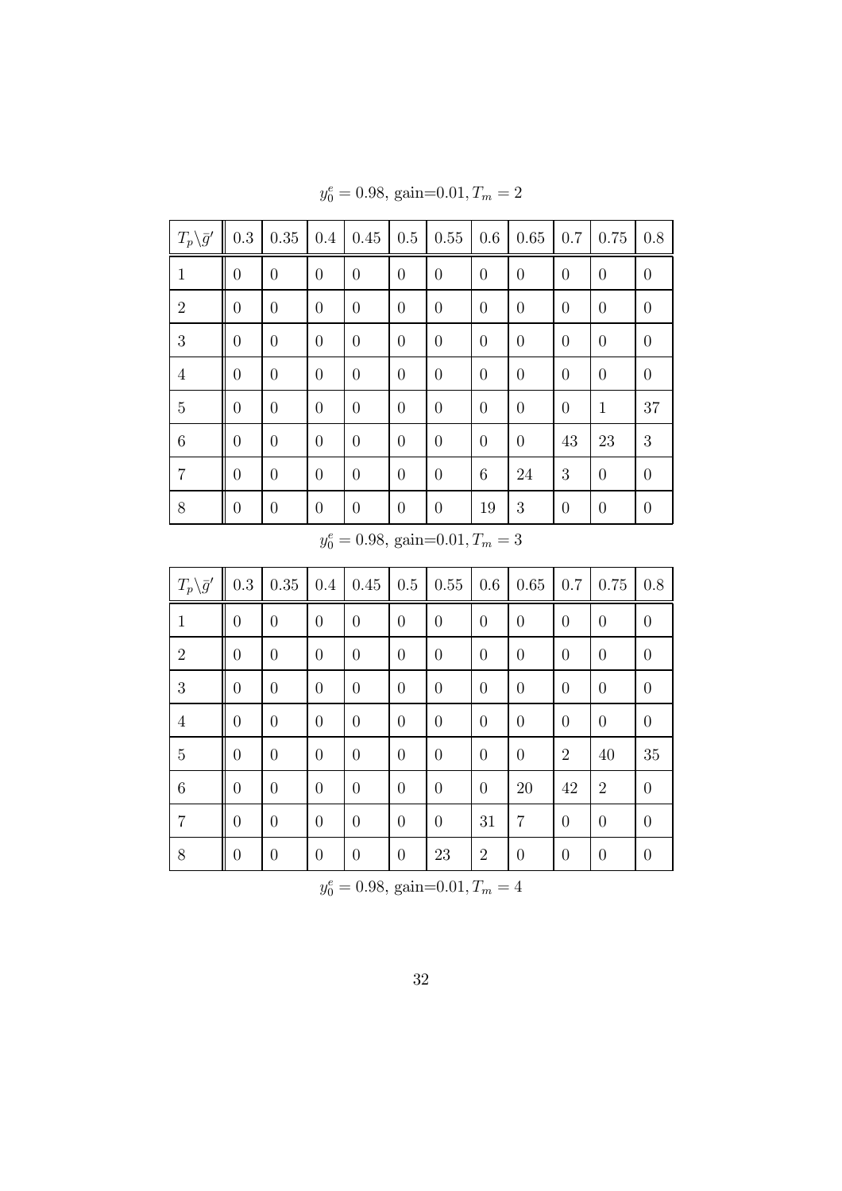$y_0^e = 0.98$, gain=0.01, $T_m = 2$

| $T_p \backslash \bar{g}'$ | 0.3 | 0.35 | 0.4 | 0.45 | 0.5 | 0.55 | 0.6 | 0.65 | 0.7 | 0.75 | 0.8 |
|---|---|---|---|---|---|---|---|---|---|---|---|
| 1 | 0 | 0 | 0 | 0 | 0 | 0 | 0 | 0 | 0 | 0 | 0 |
| 2 | 0 | 0 | 0 | 0 | 0 | 0 | 0 | 0 | 0 | 0 | 0 |
| 3 | 0 | 0 | 0 | 0 | 0 | 0 | 0 | 0 | 0 | 0 | 0 |
| 4 | 0 | 0 | 0 | 0 | 0 | 0 | 0 | 0 | 0 | 0 | 0 |
| 5 | 0 | 0 | 0 | 0 | 0 | 0 | 0 | 0 | 0 | 1 | 37 |
| 6 | 0 | 0 | 0 | 0 | 0 | 0 | 0 | 0 | 43 | 23 | 3 |
| 7 | 0 | 0 | 0 | 0 | 0 | 0 | 6 | 24 | 3 | 0 | 0 |
| 8 | 0 | 0 | 0 | 0 | 0 | 0 | 19 | 3 | 0 | 0 | 0 |

$y_0^e = 0.98$, gain=0.01, $T_m = 3$

| $T_p \backslash \bar{g}'$ | 0.3 | 0.35 | 0.4 | 0.45 | 0.5 | 0.55 | 0.6 | 0.65 | 0.7 | 0.75 | 0.8 |
|---|---|---|---|---|---|---|---|---|---|---|---|
| 1 | 0 | 0 | 0 | 0 | 0 | 0 | 0 | 0 | 0 | 0 | 0 |
| 2 | 0 | 0 | 0 | 0 | 0 | 0 | 0 | 0 | 0 | 0 | 0 |
| 3 | 0 | 0 | 0 | 0 | 0 | 0 | 0 | 0 | 0 | 0 | 0 |
| 4 | 0 | 0 | 0 | 0 | 0 | 0 | 0 | 0 | 0 | 0 | 0 |
| 5 | 0 | 0 | 0 | 0 | 0 | 0 | 0 | 0 | 2 | 40 | 35 |
| 6 | 0 | 0 | 0 | 0 | 0 | 0 | 0 | 20 | 42 | 2 | 0 |
| 7 | 0 | 0 | 0 | 0 | 0 | 0 | 31 | 7 | 0 | 0 | 0 |
| 8 | 0 | 0 | 0 | 0 | 0 | 23 | 2 | 0 | 0 | 0 | 0 |

$y_0^e = 0.98$, gain=0.01, $T_m = 4$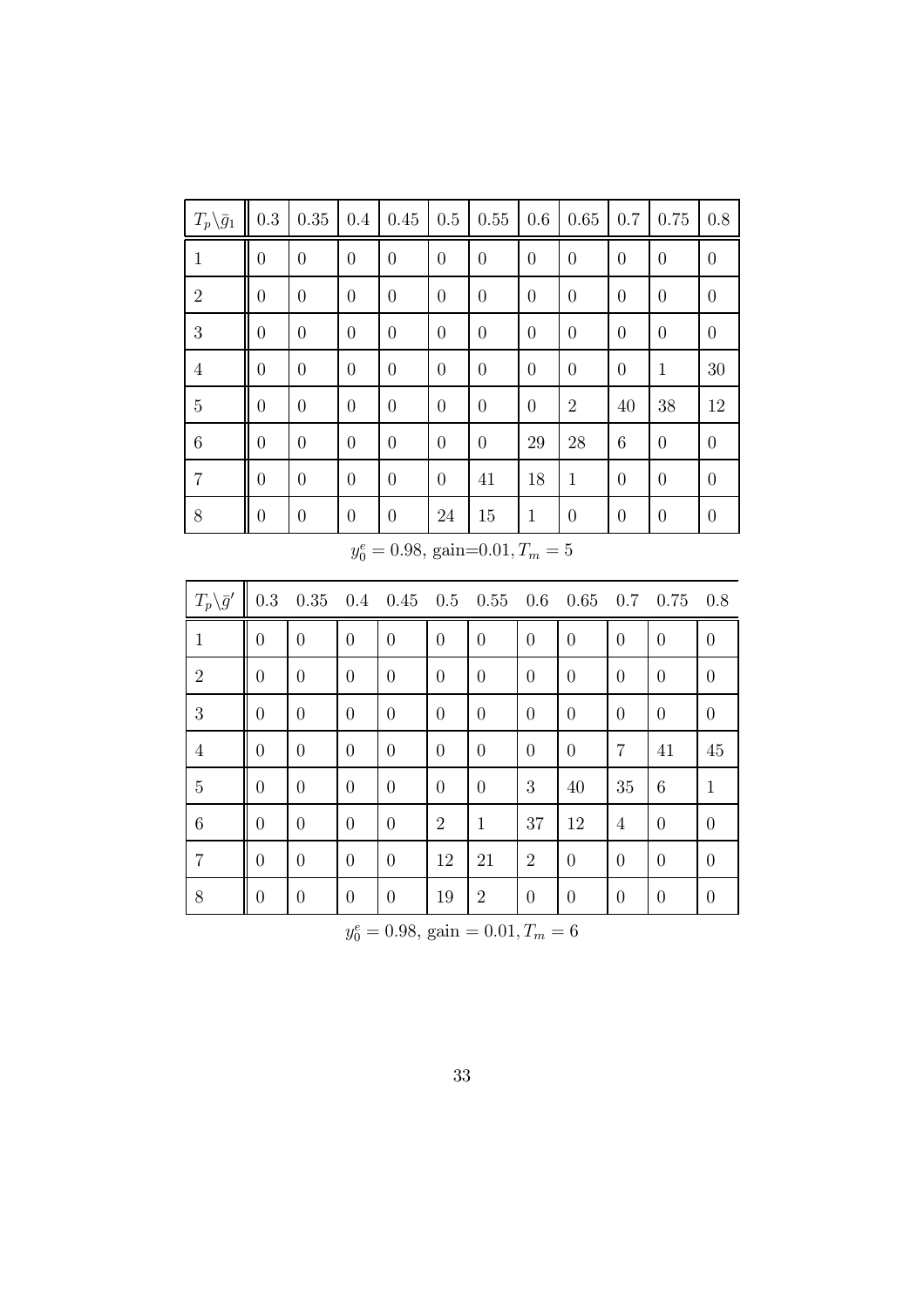| $T_p \backslash \bar{g}_1$ | 0.3 | 0.35 | 0.4 | 0.45 | 0.5 | 0.55 | 0.6 | 0.65 | 0.7 | 0.75 | 0.8 |
|---|---|---|---|---|---|---|---|---|---|---|---|
| 1 | 0 | 0 | 0 | 0 | 0 | 0 | 0 | 0 | 0 | 0 | 0 |
| 2 | 0 | 0 | 0 | 0 | 0 | 0 | 0 | 0 | 0 | 0 | 0 |
| 3 | 0 | 0 | 0 | 0 | 0 | 0 | 0 | 0 | 0 | 0 | 0 |
| 4 | 0 | 0 | 0 | 0 | 0 | 0 | 0 | 0 | 0 | 1 | 30 |
| 5 | 0 | 0 | 0 | 0 | 0 | 0 | 0 | 2 | 40 | 38 | 12 |
| 6 | 0 | 0 | 0 | 0 | 0 | 0 | 29 | 28 | 6 | 0 | 0 |
| 7 | 0 | 0 | 0 | 0 | 0 | 41 | 18 | 1 | 0 | 0 | 0 |
| 8 | 0 | 0 | 0 | 0 | 24 | 15 | 1 | 0 | 0 | 0 | 0 |

$y_0^e = 0.98$, gain=0.01, $T_m = 5$

| $T_p \backslash \bar{g}'$ | 0.3 | 0.35 | 0.4 | 0.45 | 0.5 | 0.55 | 0.6 | 0.65 | 0.7 | 0.75 | 0.8 |
|---|---|---|---|---|---|---|---|---|---|---|---|
| 1 | 0 | 0 | 0 | 0 | 0 | 0 | 0 | 0 | 0 | 0 | 0 |
| 2 | 0 | 0 | 0 | 0 | 0 | 0 | 0 | 0 | 0 | 0 | 0 |
| 3 | 0 | 0 | 0 | 0 | 0 | 0 | 0 | 0 | 0 | 0 | 0 |
| 4 | 0 | 0 | 0 | 0 | 0 | 0 | 0 | 0 | 7 | 41 | 45 |
| 5 | 0 | 0 | 0 | 0 | 0 | 0 | 3 | 40 | 35 | 6 | 1 |
| 6 | 0 | 0 | 0 | 0 | 2 | 1 | 37 | 12 | 4 | 0 | 0 |
| 7 | 0 | 0 | 0 | 0 | 12 | 21 | 2 | 0 | 0 | 0 | 0 |
| 8 | 0 | 0 | 0 | 0 | 19 | 2 | 0 | 0 | 0 | 0 | 0 |

$y_0^e = 0.98$, gain = 0.01, $T_m = 6$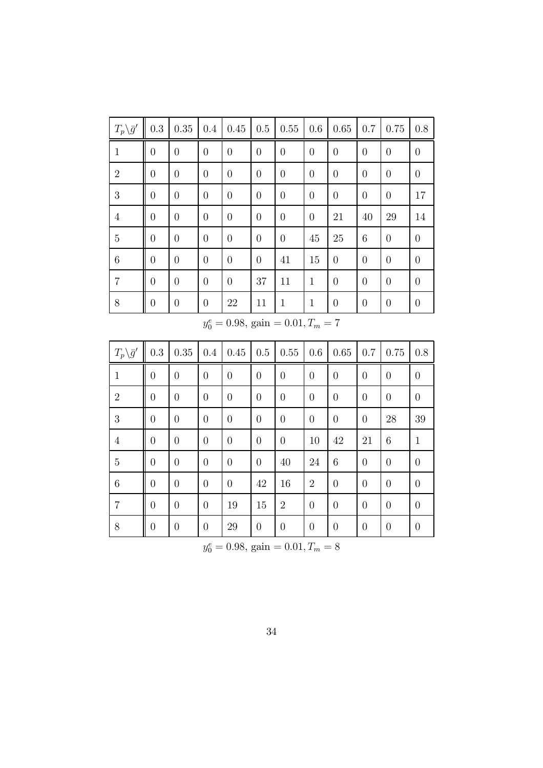| $T_p \backslash \bar{g}'$ | 0.3 | 0.35 | 0.4 | 0.45 | 0.5 | 0.55 | 0.6 | 0.65 | 0.7 | 0.75 | 0.8 |
|---|---|---|---|---|---|---|---|---|---|---|---|
| 1 | 0 | 0 | 0 | 0 | 0 | 0 | 0 | 0 | 0 | 0 | 0 |
| 2 | 0 | 0 | 0 | 0 | 0 | 0 | 0 | 0 | 0 | 0 | 0 |
| 3 | 0 | 0 | 0 | 0 | 0 | 0 | 0 | 0 | 0 | 0 | 17 |
| 4 | 0 | 0 | 0 | 0 | 0 | 0 | 0 | 21 | 40 | 29 | 14 |
| 5 | 0 | 0 | 0 | 0 | 0 | 0 | 45 | 25 | 6 | 0 | 0 |
| 6 | 0 | 0 | 0 | 0 | 0 | 41 | 15 | 0 | 0 | 0 | 0 |
| 7 | 0 | 0 | 0 | 0 | 37 | 11 | 1 | 0 | 0 | 0 | 0 |
| 8 | 0 | 0 | 0 | 22 | 11 | 1 | 1 | 0 | 0 | 0 | 0 |

$y_0^e = 0.98$, gain $= 0.01, T_m = 7$

| $T_p \backslash \bar{g}'$ | 0.3 | 0.35 | 0.4 | 0.45 | 0.5 | 0.55 | 0.6 | 0.65 | 0.7 | 0.75 | 0.8 |
|---|---|---|---|---|---|---|---|---|---|---|---|
| 1 | 0 | 0 | 0 | 0 | 0 | 0 | 0 | 0 | 0 | 0 | 0 |
| 2 | 0 | 0 | 0 | 0 | 0 | 0 | 0 | 0 | 0 | 0 | 0 |
| 3 | 0 | 0 | 0 | 0 | 0 | 0 | 0 | 0 | 0 | 28 | 39 |
| 4 | 0 | 0 | 0 | 0 | 0 | 0 | 10 | 42 | 21 | 6 | 1 |
| 5 | 0 | 0 | 0 | 0 | 0 | 40 | 24 | 6 | 0 | 0 | 0 |
| 6 | 0 | 0 | 0 | 0 | 42 | 16 | 2 | 0 | 0 | 0 | 0 |
| 7 | 0 | 0 | 0 | 19 | 15 | 2 | 0 | 0 | 0 | 0 | 0 |
| 8 | 0 | 0 | 0 | 29 | 0 | 0 | 0 | 0 | 0 | 0 | 0 |

$y_0^e = 0.98$, gain $= 0.01, T_m = 8$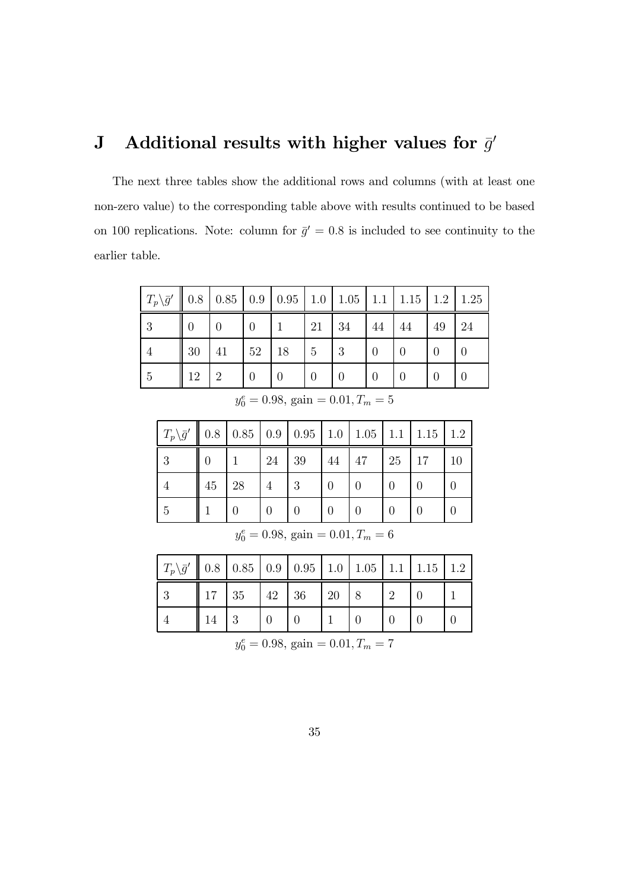# J Additional results with higher values for $\bar{g}'$

The next three tables show the additional rows and columns (with at least one non-zero value) to the corresponding table above with results continued to be based on 100 replications. Note: column for $\bar{g}' = 0.8$ is included to see continuity to the earlier table.

| $T_p \backslash \bar{g}'$ | 0.8 | 0.85 | 0.9 | 0.95 | 1.0 | 1.05 | 1.1 | 1.15 | 1.2 | 1.25 |
|---|---|---|---|---|---|---|---|---|---|---|
| 3 | 0 | 0 | 0 | 1 | 21 | 34 | 44 | 44 | 49 | 24 |
| 4 | 30 | 41 | 52 | 18 | 5 | 3 | 0 | 0 | 0 | 0 |
| 5 | 12 | 2 | 0 | 0 | 0 | 0 | 0 | 0 | 0 | 0 |

$y_0^e = 0.98$, gain $= 0.01, T_m = 5$

| $T_p \backslash \bar{g}'$ | 0.8 | 0.85 | 0.9 | 0.95 | 1.0 | 1.05 | 1.1 | 1.15 | 1.2 |
|---|---|---|---|---|---|---|---|---|---|
| 3 | 0 | 1 | 24 | 39 | 44 | 47 | 25 | 17 | 10 |
| 4 | 45 | 28 | 4 | 3 | 0 | 0 | 0 | 0 | 0 |
| 5 | 1 | 0 | 0 | 0 | 0 | 0 | 0 | 0 | 0 |

$y_0^e = 0.98$, gain $= 0.01, T_m = 6$

| $T_p \backslash \bar{g}'$ | 0.8 | 0.85 | 0.9 | 0.95 | 1.0 | 1.05 | 1.1 | 1.15 | 1.2 |
|---|---|---|---|---|---|---|---|---|---|
| 3 | 17 | 35 | 42 | 36 | 20 | 8 | 2 | 0 | 1 |
| 4 | 14 | 3 | 0 | 0 | 1 | 0 | 0 | 0 | 0 |

$y_0^e = 0.98$, gain $= 0.01, T_m = 7$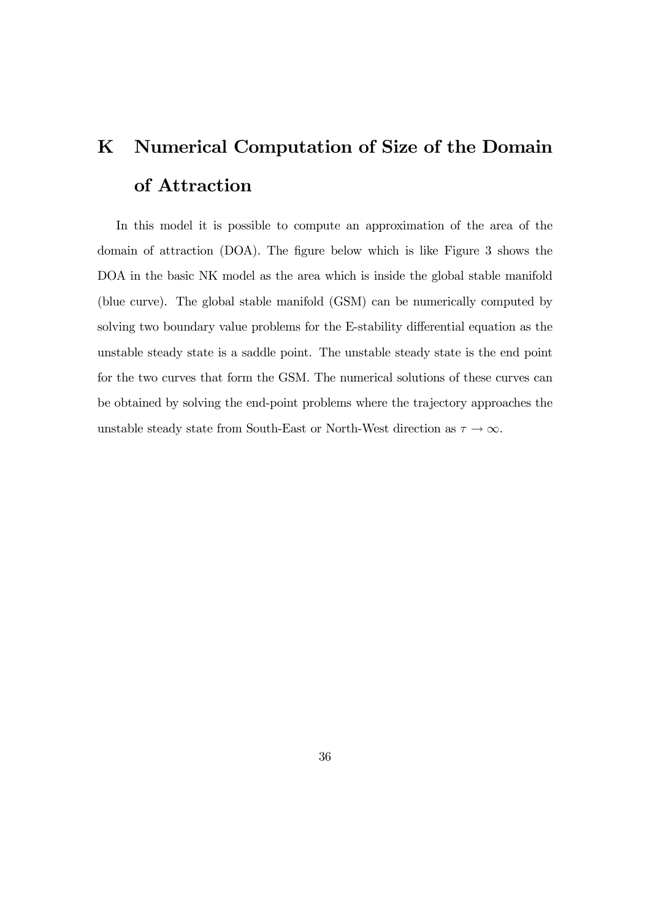# K Numerical Computation of Size of the Domain of Attraction

In this model it is possible to compute an approximation of the area of the domain of attraction (DOA). The figure below which is like Figure 3 shows the DOA in the basic NK model as the area which is inside the global stable manifold (blue curve). The global stable manifold (GSM) can be numerically computed by solving two boundary value problems for the E-stability differential equation as the unstable steady state is a saddle point. The unstable steady state is the end point for the two curves that form the GSM. The numerical solutions of these curves can be obtained by solving the end-point problems where the trajectory approaches the unstable steady state from South-East or North-West direction as $\tau \to \infty$.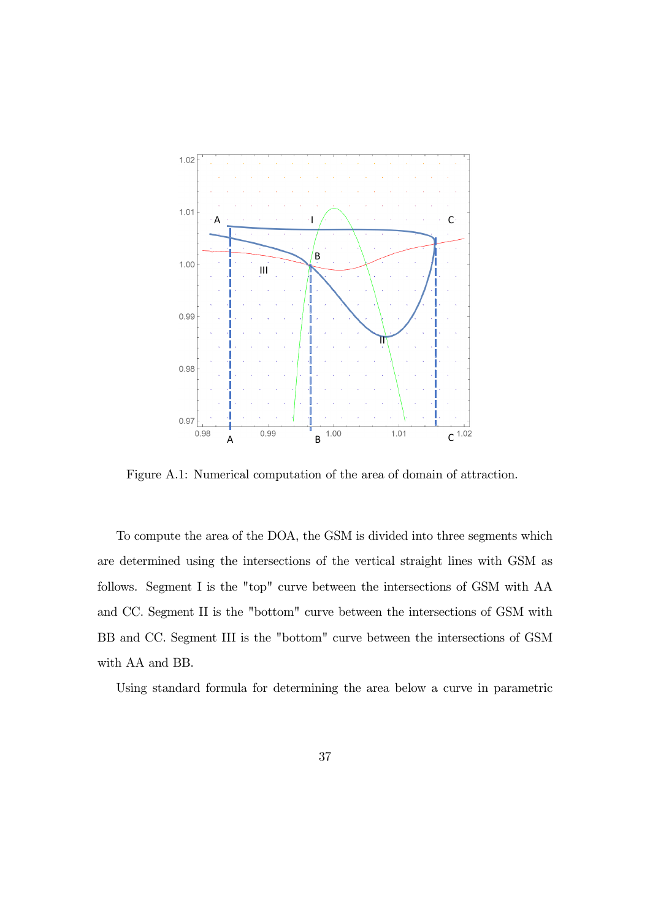Figure A.1: Numerical computation of the area of domain of attraction.

To compute the area of the DOA, the GSM is divided into three segments which are determined using the intersections of the vertical straight lines with GSM as follows. Segment I is the "top" curve between the intersections of GSM with AA and CC. Segment II is the "bottom" curve between the intersections of GSM with BB and CC. Segment III is the "bottom" curve between the intersections of GSM with AA and BB.

Using standard formula for determining the area below a curve in parametric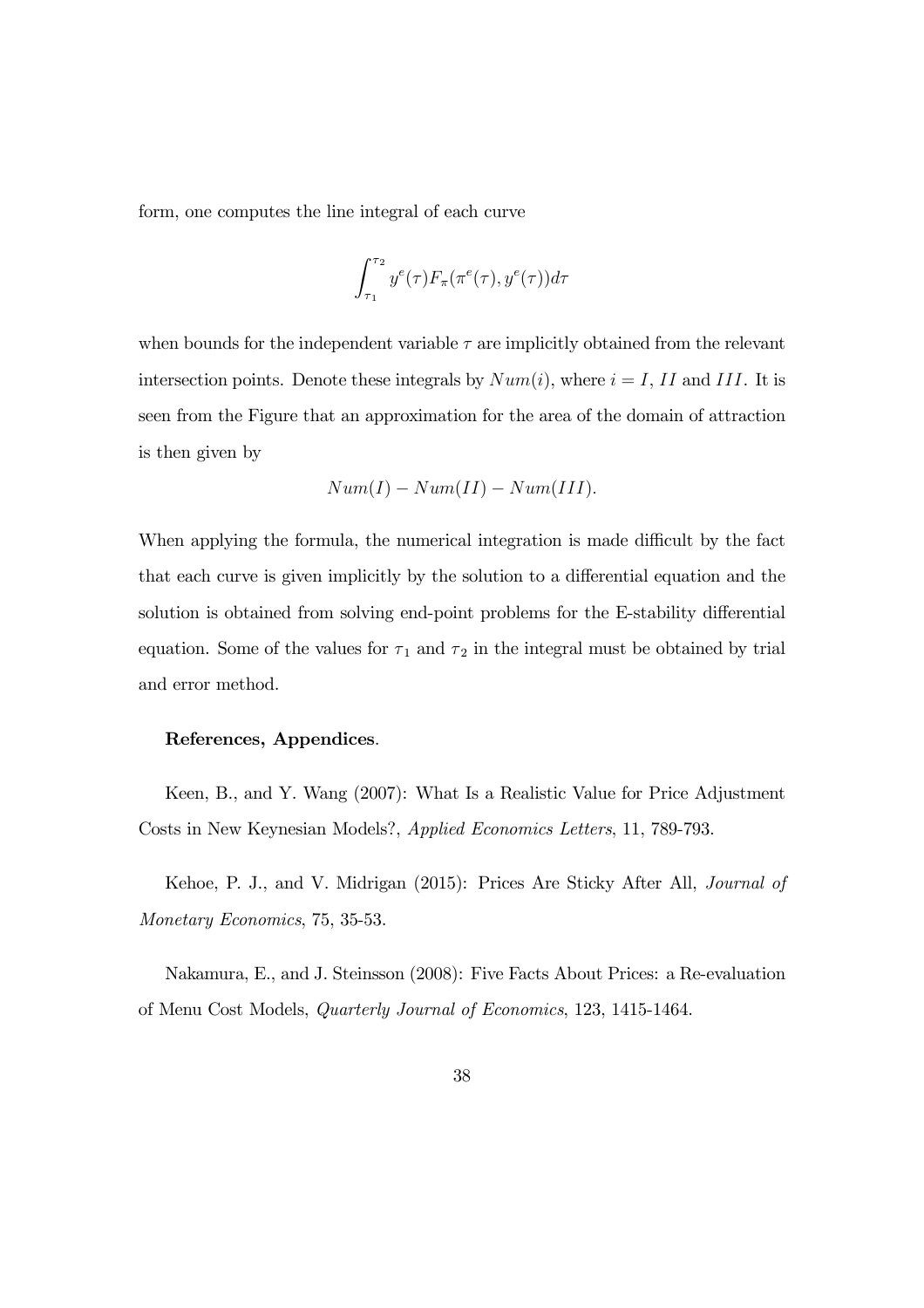form, one computes the line integral of each curve

$$\int_{\tau_1}^{\tau_2} y^e(\tau) F_\pi(\pi^e(\tau), y^e(\tau)) d\tau$$

when bounds for the independent variable $\tau$ are implicitly obtained from the relevant intersection points. Denote these integrals by $Num(i)$, where $i = I$, $II$ and $III$. It is seen from the Figure that an approximation for the area of the domain of attraction is then given by

$$Num(I) - Num(II) - Num(III).$$

When applying the formula, the numerical integration is made difficult by the fact that each curve is given implicitly by the solution to a differential equation and the solution is obtained from solving end-point problems for the E-stability differential equation. Some of the values for $\tau_1$ and $\tau_2$ in the integral must be obtained by trial and error method.

**References, Appendices**.

Keen, B., and Y. Wang (2007): What Is a Realistic Value for Price Adjustment Costs in New Keynesian Models?, *Applied Economics Letters*, 11, 789-793.

Kehoe, P. J., and V. Midrigan (2015): Prices Are Sticky After All, *Journal of Monetary Economics*, 75, 35-53.

Nakamura, E., and J. Steinsson (2008): Five Facts About Prices: a Re-evaluation of Menu Cost Models, *Quarterly Journal of Economics*, 123, 1415-1464.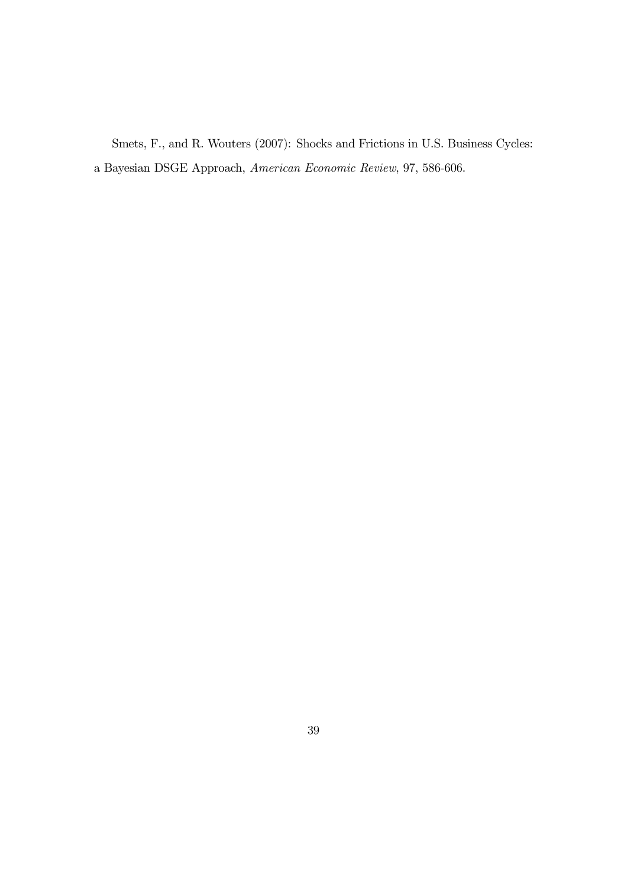Smets, F., and R. Wouters (2007): Shocks and Frictions in U.S. Business Cycles: a Bayesian DSGE Approach, *American Economic Review*, 97, 586-606.